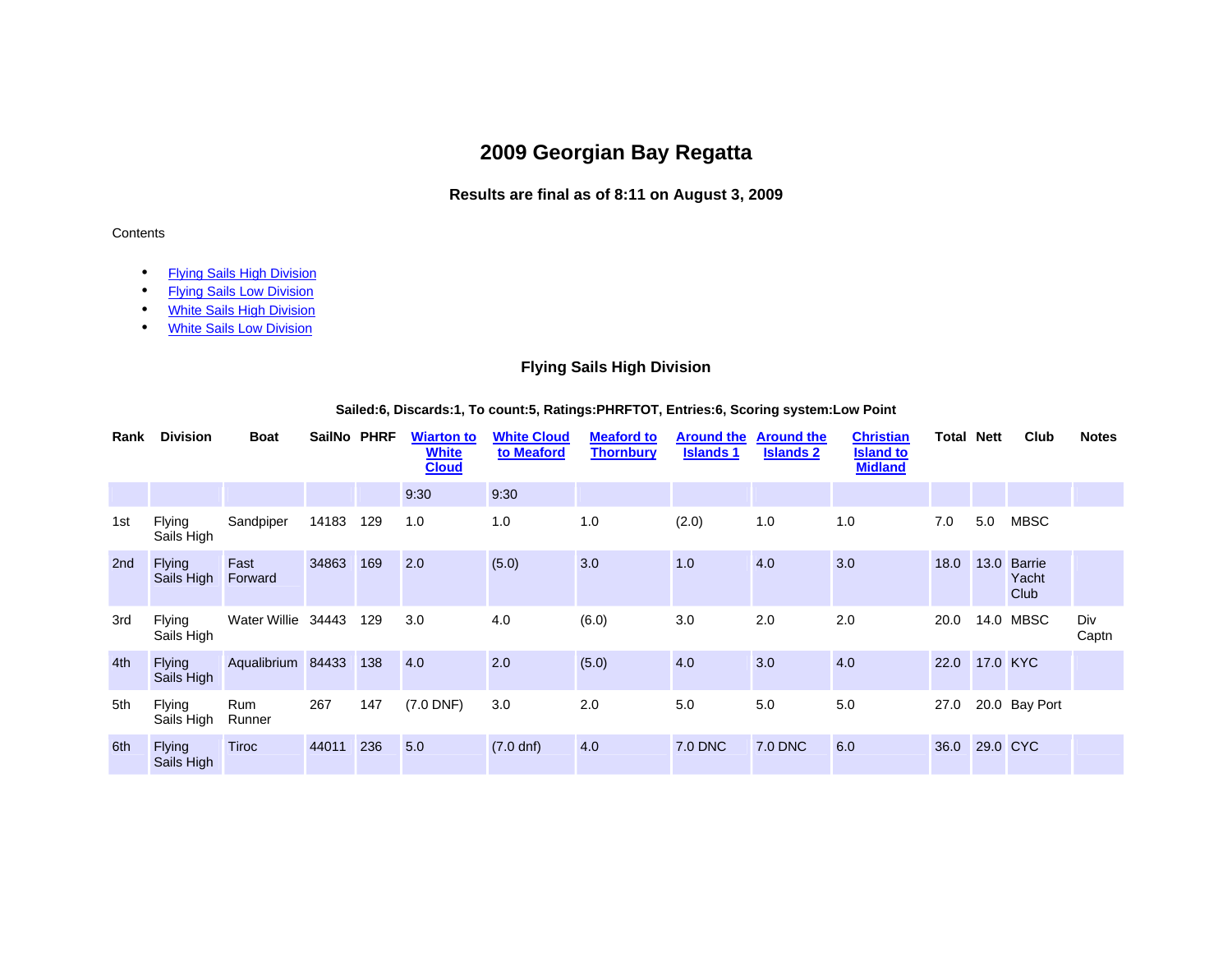# 2009 Georgian Bay Regatta

### Results are final as of 8:11 on August 3, 2009

Contents

- Flying Sails High Division
- Flying Sails Low Division
- White Sails High Division
- White Sails Low Division

## Flying Sails High Division

**Sailed:6, Discards:1, To count:5, Ratings:PHRFTOT, Entries:6, Scoring system:Low Point**

| Rank | Division | Boat | SailNo | PHRF | Wiarton to White Cloud | White Cloud to Meaford | Meaford to Thornbury | Around the Islands 1 | Around the Islands 2 | Christian Island to Midland | Total | Nett | Club | Notes |
|---|---|---|---|---|---|---|---|---|---|---|---|---|---|---|
| | | | | | 9:30 | 9:30 | | | | | | | | |
| 1st | Flying Sails High | Sandpiper | 14183 | 129 | 1.0 | 1.0 | 1.0 | (2.0) | 1.0 | 1.0 | 7.0 | 5.0 | MBSC | |
| 2nd | Flying Sails High | Fast Forward | 34863 | 169 | 2.0 | (5.0) | 3.0 | 1.0 | 4.0 | 3.0 | 18.0 | 13.0 | Barrie Yacht Club | |
| 3rd | Flying Sails High | Water Willie | 34443 | 129 | 3.0 | 4.0 | (6.0) | 3.0 | 2.0 | 2.0 | 20.0 | 14.0 | MBSC | Div Captn |
| 4th | Flying Sails High | Aqualibrium | 84433 | 138 | 4.0 | 2.0 | (5.0) | 4.0 | 3.0 | 4.0 | 22.0 | 17.0 | KYC | |
| 5th | Flying Sails High | Rum Runner | 267 | 147 | (7.0 DNF) | 3.0 | 2.0 | 5.0 | 5.0 | 5.0 | 27.0 | 20.0 | Bay Port | |
| 6th | Flying Sails High | Tiroc | 44011 | 236 | 5.0 | (7.0 dnf) | 4.0 | 7.0 DNC | 7.0 DNC | 6.0 | 36.0 | 29.0 | CYC | |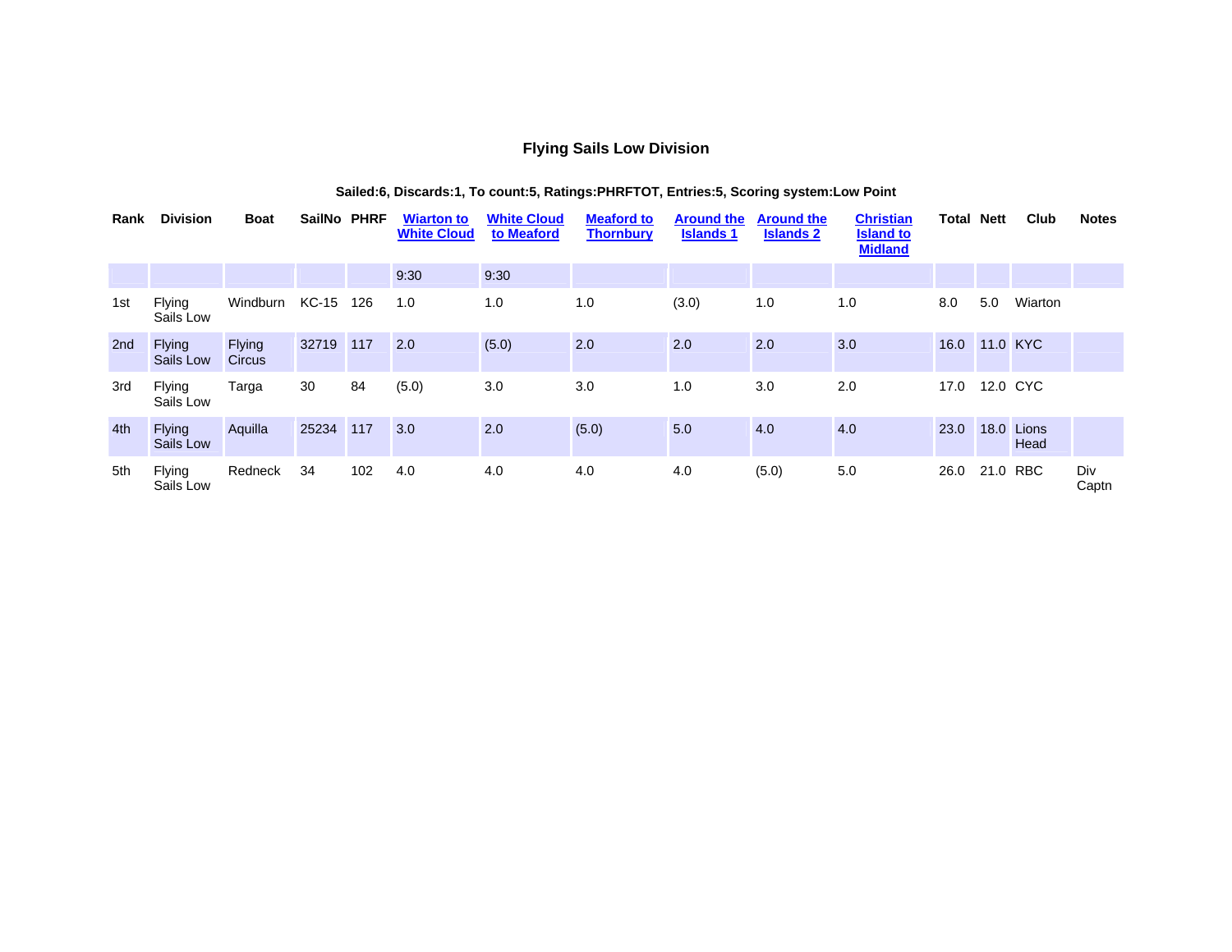# Flying Sails Low Division

**Sailed:6, Discards:1, To count:5, Ratings:PHRFTOT, Entries:5, Scoring system:Low Point**

| Rank | Division | Boat | SailNo | PHRF | Wiarton to White Cloud | White Cloud to Meaford | Meaford to Thornbury | Around the Islands 1 | Around the Islands 2 | Christian Island to Midland | Total | Nett | Club | Notes |
|---|---|---|---|---|---|---|---|---|---|---|---|---|---|---|
| | | | | | 9:30 | 9:30 | | | | | | | | |
| 1st | Flying Sails Low | Windburn | KC-15 | 126 | 1.0 | 1.0 | 1.0 | (3.0) | 1.0 | 1.0 | 8.0 | 5.0 | Wiarton | |
| 2nd | Flying Sails Low | Flying Circus | 32719 | 117 | 2.0 | (5.0) | 2.0 | 2.0 | 2.0 | 3.0 | 16.0 | 11.0 | KYC | |
| 3rd | Flying Sails Low | Targa | 30 | 84 | (5.0) | 3.0 | 3.0 | 1.0 | 3.0 | 2.0 | 17.0 | 12.0 | CYC | |
| 4th | Flying Sails Low | Aquilla | 25234 | 117 | 3.0 | 2.0 | (5.0) | 5.0 | 4.0 | 4.0 | 23.0 | 18.0 | Lions Head | |
| 5th | Flying Sails Low | Redneck | 34 | 102 | 4.0 | 4.0 | 4.0 | 4.0 | (5.0) | 5.0 | 26.0 | 21.0 | RBC | Div Captn |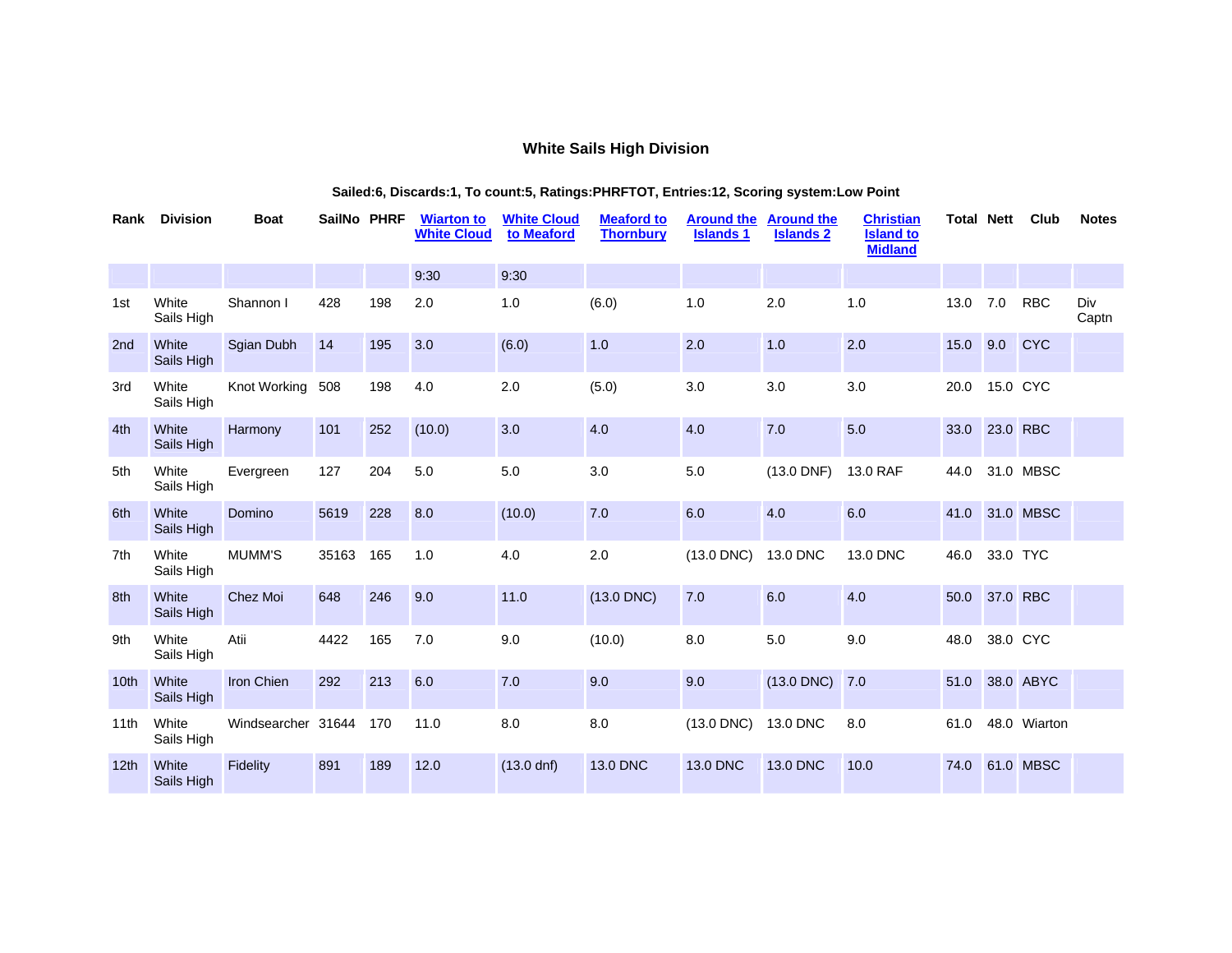# White Sails High Division

**Sailed:6, Discards:1, To count:5, Ratings:PHRFTOT, Entries:12, Scoring system:Low Point**

| Rank | Division | Boat | SailNo | PHRF | Wiarton to White Cloud | White Cloud to Meaford | Meaford to Thornbury | Around the Islands 1 | Around the Islands 2 | Christian Island to Midland | Total | Nett | Club | Notes |
|---|---|---|---|---|---|---|---|---|---|---|---|---|---|---|
| | | | | | 9:30 | 9:30 | | | | | | | | |
| 1st | White Sails High | Shannon I | 428 | 198 | 2.0 | 1.0 | (6.0) | 1.0 | 2.0 | 1.0 | 13.0 | 7.0 | RBC | Div Captn |
| 2nd | White Sails High | Sgian Dubh | 14 | 195 | 3.0 | (6.0) | 1.0 | 2.0 | 1.0 | 2.0 | 15.0 | 9.0 | CYC | |
| 3rd | White Sails High | Knot Working | 508 | 198 | 4.0 | 2.0 | (5.0) | 3.0 | 3.0 | 3.0 | 20.0 | 15.0 | CYC | |
| 4th | White Sails High | Harmony | 101 | 252 | (10.0) | 3.0 | 4.0 | 4.0 | 7.0 | 5.0 | 33.0 | 23.0 | RBC | |
| 5th | White Sails High | Evergreen | 127 | 204 | 5.0 | 5.0 | 3.0 | 5.0 | (13.0 DNF) | 13.0 RAF | 44.0 | 31.0 | MBSC | |
| 6th | White Sails High | Domino | 5619 | 228 | 8.0 | (10.0) | 7.0 | 6.0 | 4.0 | 6.0 | 41.0 | 31.0 | MBSC | |
| 7th | White Sails High | MUMM'S | 35163 | 165 | 1.0 | 4.0 | 2.0 | (13.0 DNC) | 13.0 DNC | 13.0 DNC | 46.0 | 33.0 | TYC | |
| 8th | White Sails High | Chez Moi | 648 | 246 | 9.0 | 11.0 | (13.0 DNC) | 7.0 | 6.0 | 4.0 | 50.0 | 37.0 | RBC | |
| 9th | White Sails High | Atii | 4422 | 165 | 7.0 | 9.0 | (10.0) | 8.0 | 5.0 | 9.0 | 48.0 | 38.0 | CYC | |
| 10th | White Sails High | Iron Chien | 292 | 213 | 6.0 | 7.0 | 9.0 | 9.0 | (13.0 DNC) | 7.0 | 51.0 | 38.0 | ABYC | |
| 11th | White Sails High | Windsearcher | 31644 | 170 | 11.0 | 8.0 | 8.0 | (13.0 DNC) | 13.0 DNC | 8.0 | 61.0 | 48.0 | Wiarton | |
| 12th | White Sails High | Fidelity | 891 | 189 | 12.0 | (13.0 dnf) | 13.0 DNC | 13.0 DNC | 13.0 DNC | 10.0 | 74.0 | 61.0 | MBSC | |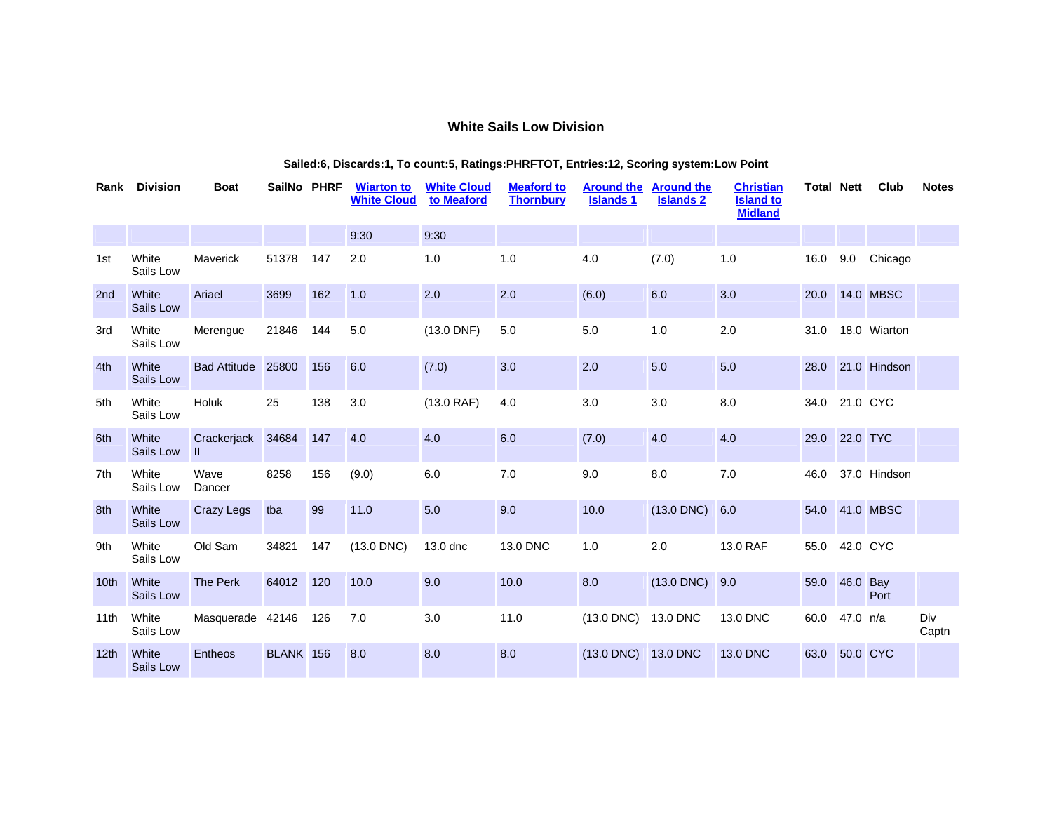## White Sails Low Division

**Sailed:6, Discards:1, To count:5, Ratings:PHRFTOT, Entries:12, Scoring system:Low Point**

| Rank | Division | Boat | SailNo | PHRF | Wiarton to White Cloud | White Cloud to Meaford | Meaford to Thornbury | Around the Islands 1 | Around the Islands 2 | Christian Island to Midland | Total | Nett | Club | Notes |
|---|---|---|---|---|---|---|---|---|---|---|---|---|---|---|
| | | | | | 9:30 | 9:30 | | | | | | | | |
| 1st | White Sails Low | Maverick | 51378 | 147 | 2.0 | 1.0 | 1.0 | 4.0 | (7.0) | 1.0 | 16.0 | 9.0 | Chicago | |
| 2nd | White Sails Low | Ariael | 3699 | 162 | 1.0 | 2.0 | 2.0 | (6.0) | 6.0 | 3.0 | 20.0 | 14.0 | MBSC | |
| 3rd | White Sails Low | Merengue | 21846 | 144 | 5.0 | (13.0 DNF) | 5.0 | 5.0 | 1.0 | 2.0 | 31.0 | 18.0 | Wiarton | |
| 4th | White Sails Low | Bad Attitude | 25800 | 156 | 6.0 | (7.0) | 3.0 | 2.0 | 5.0 | 5.0 | 28.0 | 21.0 | Hindson | |
| 5th | White Sails Low | Holuk | 25 | 138 | 3.0 | (13.0 RAF) | 4.0 | 3.0 | 3.0 | 8.0 | 34.0 | 21.0 | CYC | |
| 6th | White Sails Low | Crackerjack II | 34684 | 147 | 4.0 | 4.0 | 6.0 | (7.0) | 4.0 | 4.0 | 29.0 | 22.0 | TYC | |
| 7th | White Sails Low | Wave Dancer | 8258 | 156 | (9.0) | 6.0 | 7.0 | 9.0 | 8.0 | 7.0 | 46.0 | 37.0 | Hindson | |
| 8th | White Sails Low | Crazy Legs | tba | 99 | 11.0 | 5.0 | 9.0 | 10.0 | (13.0 DNC) | 6.0 | 54.0 | 41.0 | MBSC | |
| 9th | White Sails Low | Old Sam | 34821 | 147 | (13.0 DNC) | 13.0 dnc | 13.0 DNC | 1.0 | 2.0 | 13.0 RAF | 55.0 | 42.0 | CYC | |
| 10th | White Sails Low | The Perk | 64012 | 120 | 10.0 | 9.0 | 10.0 | 8.0 | (13.0 DNC) | 9.0 | 59.0 | 46.0 | Bay Port | |
| 11th | White Sails Low | Masquerade | 42146 | 126 | 7.0 | 3.0 | 11.0 | (13.0 DNC) | 13.0 DNC | 13.0 DNC | 60.0 | 47.0 | n/a | Div Captn |
| 12th | White Sails Low | Entheos | BLANK | 156 | 8.0 | 8.0 | 8.0 | (13.0 DNC) | 13.0 DNC | 13.0 DNC | 63.0 | 50.0 | CYC | |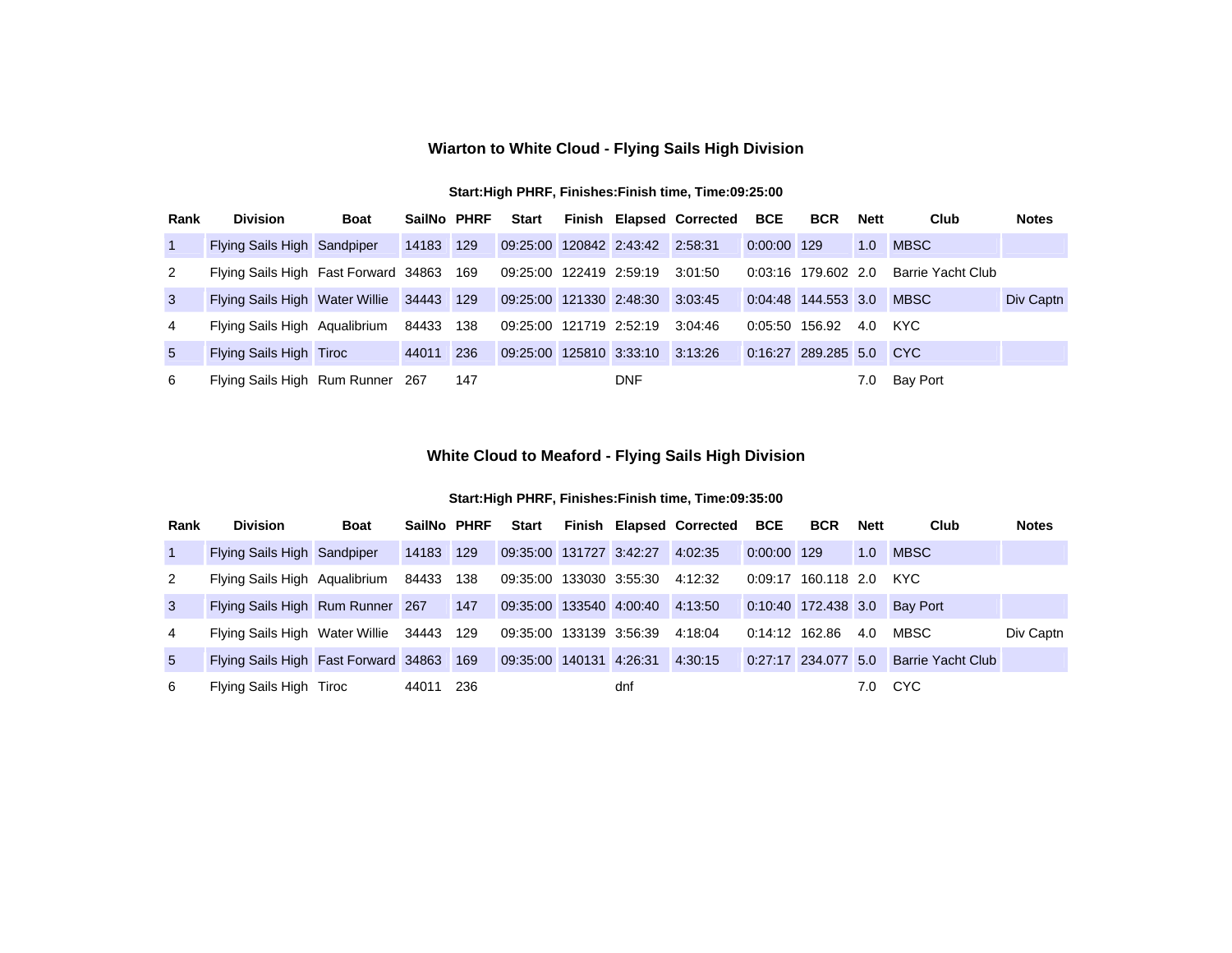### Wiarton to White Cloud - Flying Sails High Division

**Start:High PHRF, Finishes:Finish time, Time:09:25:00**

| Rank | Division | Boat | SailNo | PHRF | Start | Finish | Elapsed | Corrected | BCE | BCR | Nett | Club | Notes |
|---|---|---|---|---|---|---|---|---|---|---|---|---|---|
| 1 | Flying Sails High | Sandpiper | 14183 | 129 | 09:25:00 | 120842 | 2:43:42 | 2:58:31 | 0:00:00 | 129 | 1.0 | MBSC | |
| 2 | Flying Sails High | Fast Forward | 34863 | 169 | 09:25:00 | 122419 | 2:59:19 | 3:01:50 | 0:03:16 | 179.602 | 2.0 | Barrie Yacht Club | |
| 3 | Flying Sails High | Water Willie | 34443 | 129 | 09:25:00 | 121330 | 2:48:30 | 3:03:45 | 0:04:48 | 144.553 | 3.0 | MBSC | Div Captn |
| 4 | Flying Sails High | Aqualibrium | 84433 | 138 | 09:25:00 | 121719 | 2:52:19 | 3:04:46 | 0:05:50 | 156.92 | 4.0 | KYC | |
| 5 | Flying Sails High | Tiroc | 44011 | 236 | 09:25:00 | 125810 | 3:33:10 | 3:13:26 | 0:16:27 | 289.285 | 5.0 | CYC | |
| 6 | Flying Sails High | Rum Runner | 267 | 147 | | | DNF | | | | 7.0 | Bay Port | |

### White Cloud to Meaford - Flying Sails High Division

**Start:High PHRF, Finishes:Finish time, Time:09:35:00**

| Rank | Division | Boat | SailNo | PHRF | Start | Finish | Elapsed | Corrected | BCE | BCR | Nett | Club | Notes |
|---|---|---|---|---|---|---|---|---|---|---|---|---|---|
| 1 | Flying Sails High | Sandpiper | 14183 | 129 | 09:35:00 | 131727 | 3:42:27 | 4:02:35 | 0:00:00 | 129 | 1.0 | MBSC | |
| 2 | Flying Sails High | Aqualibrium | 84433 | 138 | 09:35:00 | 133030 | 3:55:30 | 4:12:32 | 0:09:17 | 160.118 | 2.0 | KYC | |
| 3 | Flying Sails High | Rum Runner | 267 | 147 | 09:35:00 | 133540 | 4:00:40 | 4:13:50 | 0:10:40 | 172.438 | 3.0 | Bay Port | |
| 4 | Flying Sails High | Water Willie | 34443 | 129 | 09:35:00 | 133139 | 3:56:39 | 4:18:04 | 0:14:12 | 162.86 | 4.0 | MBSC | Div Captn |
| 5 | Flying Sails High | Fast Forward | 34863 | 169 | 09:35:00 | 140131 | 4:26:31 | 4:30:15 | 0:27:17 | 234.077 | 5.0 | Barrie Yacht Club | |
| 6 | Flying Sails High | Tiroc | 44011 | 236 | | | dnf | | | | 7.0 | CYC | |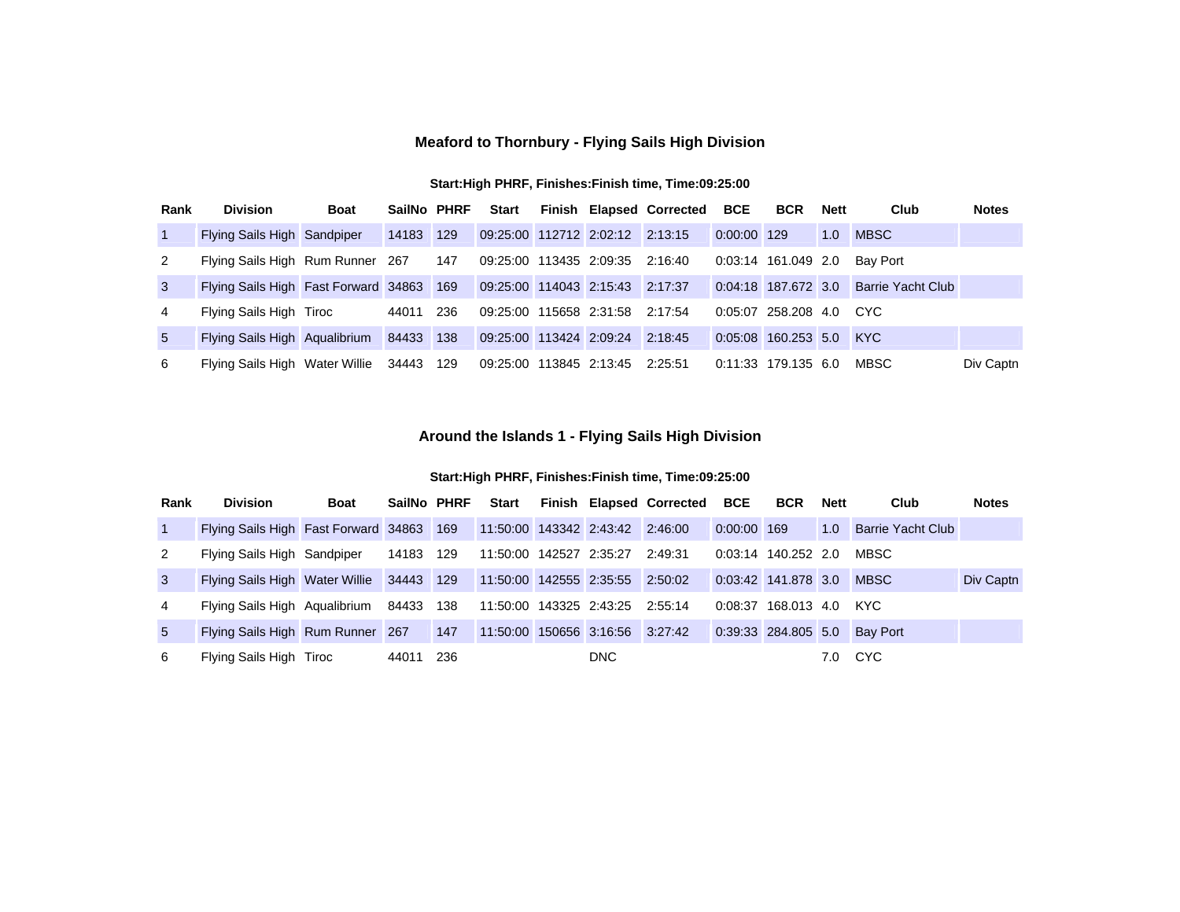## Meaford to Thornbury - Flying Sails High Division

**Start:High PHRF, Finishes:Finish time, Time:09:25:00**

| Rank | Division | Boat | SailNo | PHRF | Start | Finish | Elapsed | Corrected | BCE | BCR | Nett | Club | Notes |
|---|---|---|---|---|---|---|---|---|---|---|---|---|---|
| 1 | Flying Sails High | Sandpiper | 14183 | 129 | 09:25:00 | 112712 | 2:02:12 | 2:13:15 | 0:00:00 | 129 | 1.0 | MBSC | |
| 2 | Flying Sails High | Rum Runner | 267 | 147 | 09:25:00 | 113435 | 2:09:35 | 2:16:40 | 0:03:14 | 161.049 | 2.0 | Bay Port | |
| 3 | Flying Sails High | Fast Forward | 34863 | 169 | 09:25:00 | 114043 | 2:15:43 | 2:17:37 | 0:04:18 | 187.672 | 3.0 | Barrie Yacht Club | |
| 4 | Flying Sails High | Tiroc | 44011 | 236 | 09:25:00 | 115658 | 2:31:58 | 2:17:54 | 0:05:07 | 258.208 | 4.0 | CYC | |
| 5 | Flying Sails High | Aqualibrium | 84433 | 138 | 09:25:00 | 113424 | 2:09:24 | 2:18:45 | 0:05:08 | 160.253 | 5.0 | KYC | |
| 6 | Flying Sails High | Water Willie | 34443 | 129 | 09:25:00 | 113845 | 2:13:45 | 2:25:51 | 0:11:33 | 179.135 | 6.0 | MBSC | Div Captn |

## Around the Islands 1 - Flying Sails High Division

**Start:High PHRF, Finishes:Finish time, Time:09:25:00**

| Rank | Division | Boat | SailNo | PHRF | Start | Finish | Elapsed | Corrected | BCE | BCR | Nett | Club | Notes |
|---|---|---|---|---|---|---|---|---|---|---|---|---|---|
| 1 | Flying Sails High | Fast Forward | 34863 | 169 | 11:50:00 | 143342 | 2:43:42 | 2:46:00 | 0:00:00 | 169 | 1.0 | Barrie Yacht Club | |
| 2 | Flying Sails High | Sandpiper | 14183 | 129 | 11:50:00 | 142527 | 2:35:27 | 2:49:31 | 0:03:14 | 140.252 | 2.0 | MBSC | |
| 3 | Flying Sails High | Water Willie | 34443 | 129 | 11:50:00 | 142555 | 2:35:55 | 2:50:02 | 0:03:42 | 141.878 | 3.0 | MBSC | Div Captn |
| 4 | Flying Sails High | Aqualibrium | 84433 | 138 | 11:50:00 | 143325 | 2:43:25 | 2:55:14 | 0:08:37 | 168.013 | 4.0 | KYC | |
| 5 | Flying Sails High | Rum Runner | 267 | 147 | 11:50:00 | 150656 | 3:16:56 | 3:27:42 | 0:39:33 | 284.805 | 5.0 | Bay Port | |
| 6 | Flying Sails High | Tiroc | 44011 | 236 | | | DNC | | | | 7.0 | CYC | |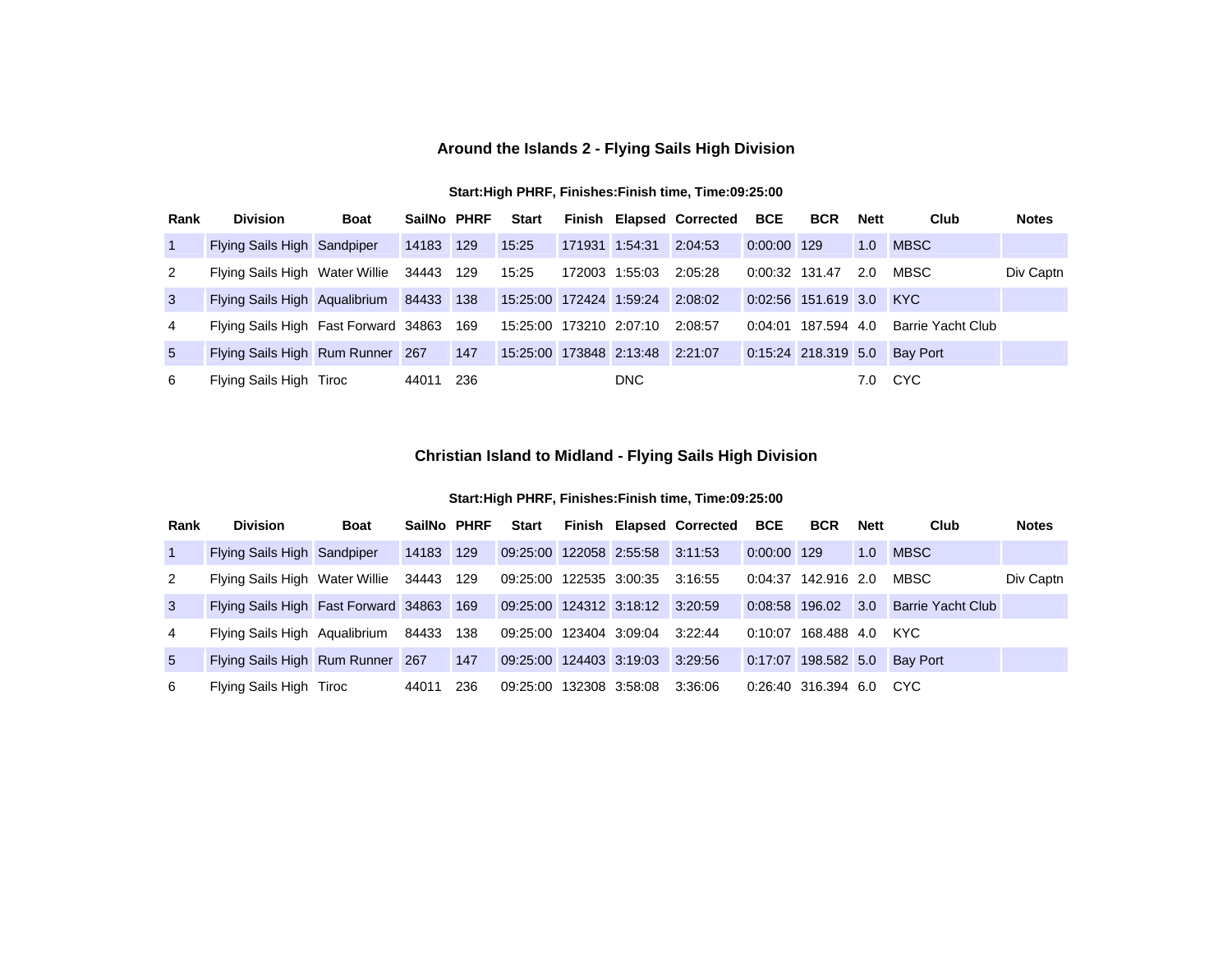### Around the Islands 2 - Flying Sails High Division

**Start:High PHRF, Finishes:Finish time, Time:09:25:00**

| Rank | Division | Boat | SailNo | PHRF | Start | Finish | Elapsed | Corrected | BCE | BCR | Nett | Club | Notes |
|---|---|---|---|---|---|---|---|---|---|---|---|---|---|
| 1 | Flying Sails High | Sandpiper | 14183 | 129 | 15:25 | 171931 | 1:54:31 | 2:04:53 | 0:00:00 | 129 | 1.0 | MBSC | |
| 2 | Flying Sails High | Water Willie | 34443 | 129 | 15:25 | 172003 | 1:55:03 | 2:05:28 | 0:00:32 | 131.47 | 2.0 | MBSC | Div Captn |
| 3 | Flying Sails High | Aqualibrium | 84433 | 138 | 15:25:00 | 172424 | 1:59:24 | 2:08:02 | 0:02:56 | 151.619 | 3.0 | KYC | |
| 4 | Flying Sails High | Fast Forward | 34863 | 169 | 15:25:00 | 173210 | 2:07:10 | 2:08:57 | 0:04:01 | 187.594 | 4.0 | Barrie Yacht Club | |
| 5 | Flying Sails High | Rum Runner | 267 | 147 | 15:25:00 | 173848 | 2:13:48 | 2:21:07 | 0:15:24 | 218.319 | 5.0 | Bay Port | |
| 6 | Flying Sails High | Tiroc | 44011 | 236 | | | DNC | | | | 7.0 | CYC | |

### Christian Island to Midland - Flying Sails High Division

**Start:High PHRF, Finishes:Finish time, Time:09:25:00**

| Rank | Division | Boat | SailNo | PHRF | Start | Finish | Elapsed | Corrected | BCE | BCR | Nett | Club | Notes |
|---|---|---|---|---|---|---|---|---|---|---|---|---|---|
| 1 | Flying Sails High | Sandpiper | 14183 | 129 | 09:25:00 | 122058 | 2:55:58 | 3:11:53 | 0:00:00 | 129 | 1.0 | MBSC | |
| 2 | Flying Sails High | Water Willie | 34443 | 129 | 09:25:00 | 122535 | 3:00:35 | 3:16:55 | 0:04:37 | 142.916 | 2.0 | MBSC | Div Captn |
| 3 | Flying Sails High | Fast Forward | 34863 | 169 | 09:25:00 | 124312 | 3:18:12 | 3:20:59 | 0:08:58 | 196.02 | 3.0 | Barrie Yacht Club | |
| 4 | Flying Sails High | Aqualibrium | 84433 | 138 | 09:25:00 | 123404 | 3:09:04 | 3:22:44 | 0:10:07 | 168.488 | 4.0 | KYC | |
| 5 | Flying Sails High | Rum Runner | 267 | 147 | 09:25:00 | 124403 | 3:19:03 | 3:29:56 | 0:17:07 | 198.582 | 5.0 | Bay Port | |
| 6 | Flying Sails High | Tiroc | 44011 | 236 | 09:25:00 | 132308 | 3:58:08 | 3:36:06 | 0:26:40 | 316.394 | 6.0 | CYC | |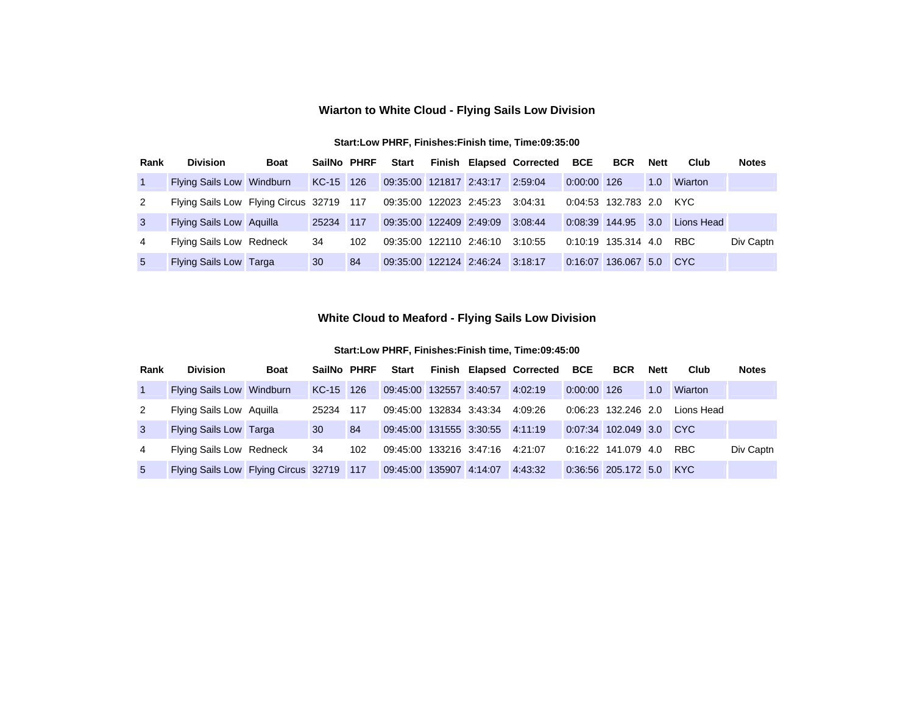## Wiarton to White Cloud - Flying Sails Low Division

**Start:Low PHRF, Finishes:Finish time, Time:09:35:00**

| Rank | Division | Boat | SailNo | PHRF | Start | Finish | Elapsed | Corrected | BCE | BCR | Nett | Club | Notes |
|---|---|---|---|---|---|---|---|---|---|---|---|---|---|
| 1 | Flying Sails Low | Windburn | KC-15 | 126 | 09:35:00 | 121817 | 2:43:17 | 2:59:04 | 0:00:00 | 126 | 1.0 | Wiarton | |
| 2 | Flying Sails Low | Flying Circus | 32719 | 117 | 09:35:00 | 122023 | 2:45:23 | 3:04:31 | 0:04:53 | 132.783 | 2.0 | KYC | |
| 3 | Flying Sails Low | Aquilla | 25234 | 117 | 09:35:00 | 122409 | 2:49:09 | 3:08:44 | 0:08:39 | 144.95 | 3.0 | Lions Head | |
| 4 | Flying Sails Low | Redneck | 34 | 102 | 09:35:00 | 122110 | 2:46:10 | 3:10:55 | 0:10:19 | 135.314 | 4.0 | RBC | Div Captn |
| 5 | Flying Sails Low | Targa | 30 | 84 | 09:35:00 | 122124 | 2:46:24 | 3:18:17 | 0:16:07 | 136.067 | 5.0 | CYC | |

## White Cloud to Meaford - Flying Sails Low Division

**Start:Low PHRF, Finishes:Finish time, Time:09:45:00**

| Rank | Division | Boat | SailNo | PHRF | Start | Finish | Elapsed | Corrected | BCE | BCR | Nett | Club | Notes |
|---|---|---|---|---|---|---|---|---|---|---|---|---|---|
| 1 | Flying Sails Low | Windburn | KC-15 | 126 | 09:45:00 | 132557 | 3:40:57 | 4:02:19 | 0:00:00 | 126 | 1.0 | Wiarton | |
| 2 | Flying Sails Low | Aquilla | 25234 | 117 | 09:45:00 | 132834 | 3:43:34 | 4:09:26 | 0:06:23 | 132.246 | 2.0 | Lions Head | |
| 3 | Flying Sails Low | Targa | 30 | 84 | 09:45:00 | 131555 | 3:30:55 | 4:11:19 | 0:07:34 | 102.049 | 3.0 | CYC | |
| 4 | Flying Sails Low | Redneck | 34 | 102 | 09:45:00 | 133216 | 3:47:16 | 4:21:07 | 0:16:22 | 141.079 | 4.0 | RBC | Div Captn |
| 5 | Flying Sails Low | Flying Circus | 32719 | 117 | 09:45:00 | 135907 | 4:14:07 | 4:43:32 | 0:36:56 | 205.172 | 5.0 | KYC | |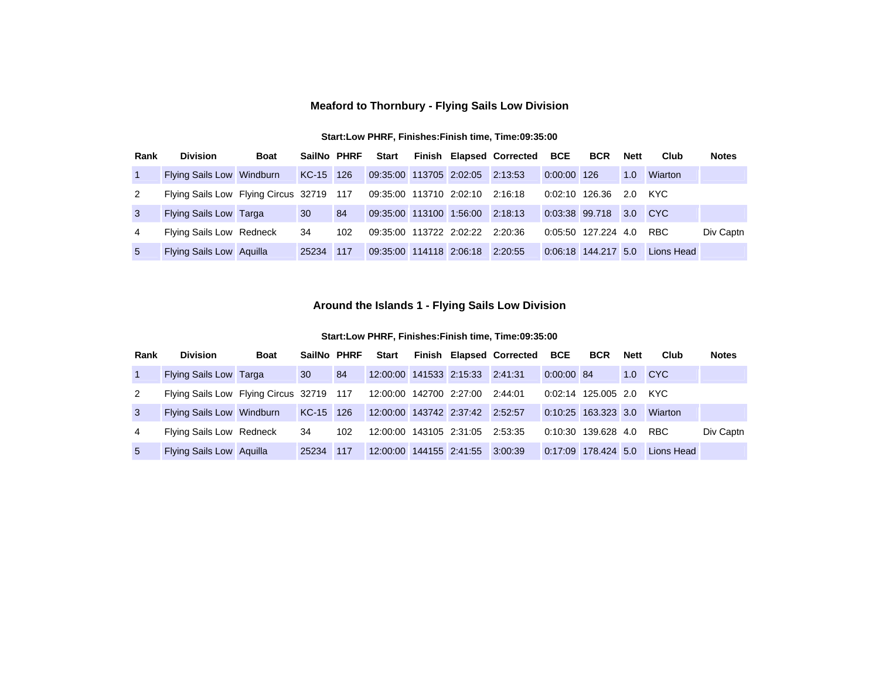## Meaford to Thornbury - Flying Sails Low Division

**Start:Low PHRF, Finishes:Finish time, Time:09:35:00**

| Rank | Division | Boat | SailNo | PHRF | Start | Finish | Elapsed | Corrected | BCE | BCR | Nett | Club | Notes |
|---|---|---|---|---|---|---|---|---|---|---|---|---|---|
| 1 | Flying Sails Low | Windburn | KC-15 | 126 | 09:35:00 | 113705 | 2:02:05 | 2:13:53 | 0:00:00 | 126 | 1.0 | Wiarton | |
| 2 | Flying Sails Low | Flying Circus | 32719 | 117 | 09:35:00 | 113710 | 2:02:10 | 2:16:18 | 0:02:10 | 126.36 | 2.0 | KYC | |
| 3 | Flying Sails Low | Targa | 30 | 84 | 09:35:00 | 113100 | 1:56:00 | 2:18:13 | 0:03:38 | 99.718 | 3.0 | CYC | |
| 4 | Flying Sails Low | Redneck | 34 | 102 | 09:35:00 | 113722 | 2:02:22 | 2:20:36 | 0:05:50 | 127.224 | 4.0 | RBC | Div Captn |
| 5 | Flying Sails Low | Aquilla | 25234 | 117 | 09:35:00 | 114118 | 2:06:18 | 2:20:55 | 0:06:18 | 144.217 | 5.0 | Lions Head | |

## Around the Islands 1 - Flying Sails Low Division

**Start:Low PHRF, Finishes:Finish time, Time:09:35:00**

| Rank | Division | Boat | SailNo | PHRF | Start | Finish | Elapsed | Corrected | BCE | BCR | Nett | Club | Notes |
|---|---|---|---|---|---|---|---|---|---|---|---|---|---|
| 1 | Flying Sails Low | Targa | 30 | 84 | 12:00:00 | 141533 | 2:15:33 | 2:41:31 | 0:00:00 | 84 | 1.0 | CYC | |
| 2 | Flying Sails Low | Flying Circus | 32719 | 117 | 12:00:00 | 142700 | 2:27:00 | 2:44:01 | 0:02:14 | 125.005 | 2.0 | KYC | |
| 3 | Flying Sails Low | Windburn | KC-15 | 126 | 12:00:00 | 143742 | 2:37:42 | 2:52:57 | 0:10:25 | 163.323 | 3.0 | Wiarton | |
| 4 | Flying Sails Low | Redneck | 34 | 102 | 12:00:00 | 143105 | 2:31:05 | 2:53:35 | 0:10:30 | 139.628 | 4.0 | RBC | Div Captn |
| 5 | Flying Sails Low | Aquilla | 25234 | 117 | 12:00:00 | 144155 | 2:41:55 | 3:00:39 | 0:17:09 | 178.424 | 5.0 | Lions Head | |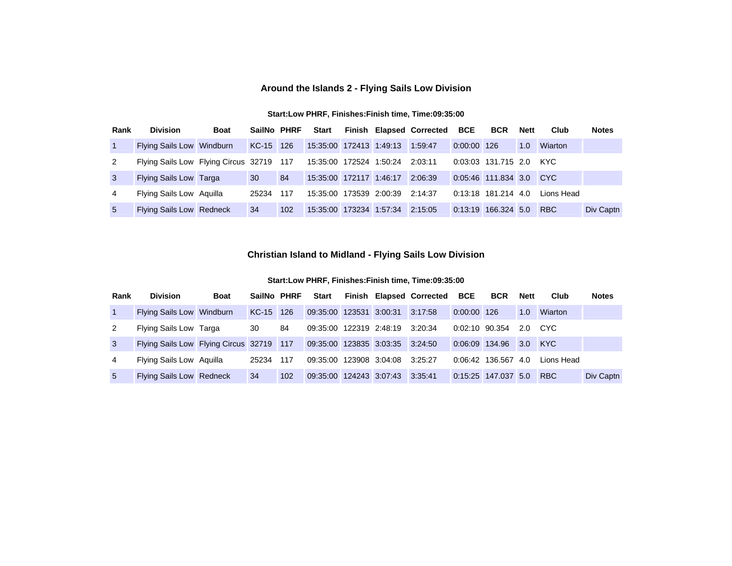### Around the Islands 2 - Flying Sails Low Division

**Start:Low PHRF, Finishes:Finish time, Time:09:35:00**

| Rank | Division | Boat | SailNo | PHRF | Start | Finish | Elapsed | Corrected | BCE | BCR | Nett | Club | Notes |
|---|---|---|---|---|---|---|---|---|---|---|---|---|---|
| 1 | Flying Sails Low | Windburn | KC-15 | 126 | 15:35:00 | 172413 | 1:49:13 | 1:59:47 | 0:00:00 | 126 | 1.0 | Wiarton | |
| 2 | Flying Sails Low | Flying Circus | 32719 | 117 | 15:35:00 | 172524 | 1:50:24 | 2:03:11 | 0:03:03 | 131.715 | 2.0 | KYC | |
| 3 | Flying Sails Low | Targa | 30 | 84 | 15:35:00 | 172117 | 1:46:17 | 2:06:39 | 0:05:46 | 111.834 | 3.0 | CYC | |
| 4 | Flying Sails Low | Aquilla | 25234 | 117 | 15:35:00 | 173539 | 2:00:39 | 2:14:37 | 0:13:18 | 181.214 | 4.0 | Lions Head | |
| 5 | Flying Sails Low | Redneck | 34 | 102 | 15:35:00 | 173234 | 1:57:34 | 2:15:05 | 0:13:19 | 166.324 | 5.0 | RBC | Div Captn |

### Christian Island to Midland - Flying Sails Low Division

**Start:Low PHRF, Finishes:Finish time, Time:09:35:00**

| Rank | Division | Boat | SailNo | PHRF | Start | Finish | Elapsed | Corrected | BCE | BCR | Nett | Club | Notes |
|---|---|---|---|---|---|---|---|---|---|---|---|---|---|
| 1 | Flying Sails Low | Windburn | KC-15 | 126 | 09:35:00 | 123531 | 3:00:31 | 3:17:58 | 0:00:00 | 126 | 1.0 | Wiarton | |
| 2 | Flying Sails Low | Targa | 30 | 84 | 09:35:00 | 122319 | 2:48:19 | 3:20:34 | 0:02:10 | 90.354 | 2.0 | CYC | |
| 3 | Flying Sails Low | Flying Circus | 32719 | 117 | 09:35:00 | 123835 | 3:03:35 | 3:24:50 | 0:06:09 | 134.96 | 3.0 | KYC | |
| 4 | Flying Sails Low | Aquilla | 25234 | 117 | 09:35:00 | 123908 | 3:04:08 | 3:25:27 | 0:06:42 | 136.567 | 4.0 | Lions Head | |
| 5 | Flying Sails Low | Redneck | 34 | 102 | 09:35:00 | 124243 | 3:07:43 | 3:35:41 | 0:15:25 | 147.037 | 5.0 | RBC | Div Captn |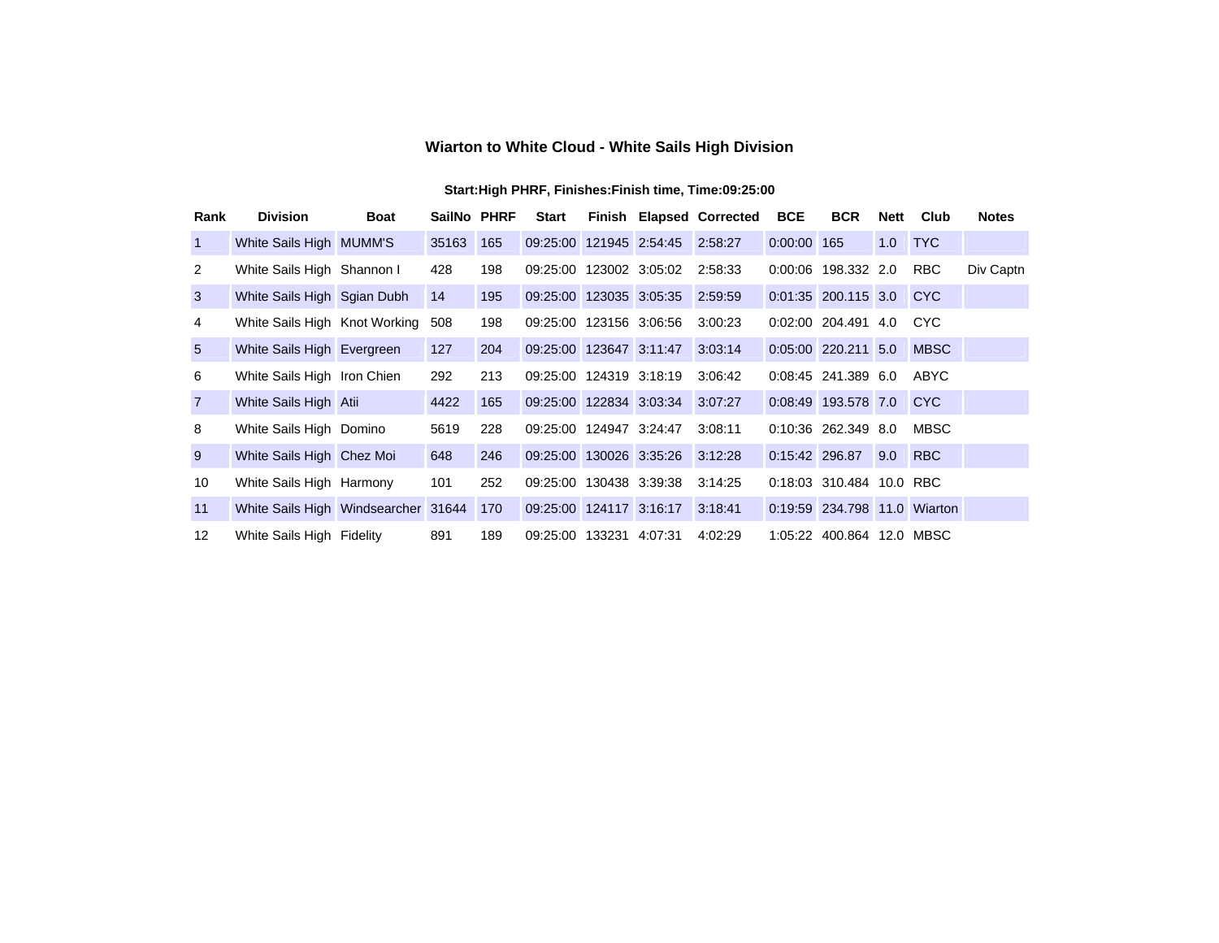### Wiarton to White Cloud - White Sails High Division

**Start:High PHRF, Finishes:Finish time, Time:09:25:00**

| Rank | Division | Boat | SailNo | PHRF | Start | Finish | Elapsed | Corrected | BCE | BCR | Nett | Club | Notes |
|---|---|---|---|---|---|---|---|---|---|---|---|---|---|
| 1 | White Sails High | MUMM'S | 35163 | 165 | 09:25:00 | 121945 | 2:54:45 | 2:58:27 | 0:00:00 | 165 | 1.0 | TYC | |
| 2 | White Sails High | Shannon I | 428 | 198 | 09:25:00 | 123002 | 3:05:02 | 2:58:33 | 0:00:06 | 198.332 | 2.0 | RBC | Div Captn |
| 3 | White Sails High | Sgian Dubh | 14 | 195 | 09:25:00 | 123035 | 3:05:35 | 2:59:59 | 0:01:35 | 200.115 | 3.0 | CYC | |
| 4 | White Sails High | Knot Working | 508 | 198 | 09:25:00 | 123156 | 3:06:56 | 3:00:23 | 0:02:00 | 204.491 | 4.0 | CYC | |
| 5 | White Sails High | Evergreen | 127 | 204 | 09:25:00 | 123647 | 3:11:47 | 3:03:14 | 0:05:00 | 220.211 | 5.0 | MBSC | |
| 6 | White Sails High | Iron Chien | 292 | 213 | 09:25:00 | 124319 | 3:18:19 | 3:06:42 | 0:08:45 | 241.389 | 6.0 | ABYC | |
| 7 | White Sails High | Atii | 4422 | 165 | 09:25:00 | 122834 | 3:03:34 | 3:07:27 | 0:08:49 | 193.578 | 7.0 | CYC | |
| 8 | White Sails High | Domino | 5619 | 228 | 09:25:00 | 124947 | 3:24:47 | 3:08:11 | 0:10:36 | 262.349 | 8.0 | MBSC | |
| 9 | White Sails High | Chez Moi | 648 | 246 | 09:25:00 | 130026 | 3:35:26 | 3:12:28 | 0:15:42 | 296.87 | 9.0 | RBC | |
| 10 | White Sails High | Harmony | 101 | 252 | 09:25:00 | 130438 | 3:39:38 | 3:14:25 | 0:18:03 | 310.484 | 10.0 | RBC | |
| 11 | White Sails High | Windsearcher | 31644 | 170 | 09:25:00 | 124117 | 3:16:17 | 3:18:41 | 0:19:59 | 234.798 | 11.0 | Wiarton | |
| 12 | White Sails High | Fidelity | 891 | 189 | 09:25:00 | 133231 | 4:07:31 | 4:02:29 | 1:05:22 | 400.864 | 12.0 | MBSC | |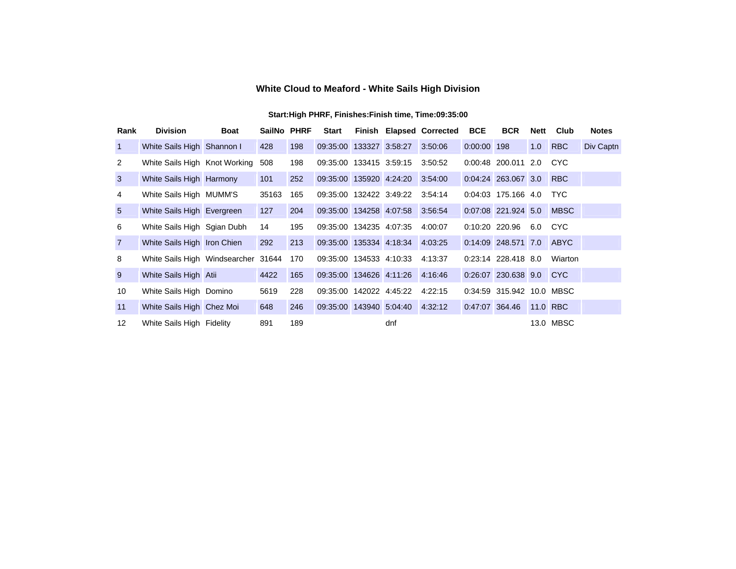# White Cloud to Meaford - White Sails High Division

**Start:High PHRF, Finishes:Finish time, Time:09:35:00**

| Rank | Division | Boat | SailNo | PHRF | Start | Finish | Elapsed | Corrected | BCE | BCR | Nett | Club | Notes |
|---|---|---|---|---|---|---|---|---|---|---|---|---|---|
| 1 | White Sails High | Shannon I | 428 | 198 | 09:35:00 | 133327 | 3:58:27 | 3:50:06 | 0:00:00 | 198 | 1.0 | RBC | Div Captn |
| 2 | White Sails High | Knot Working | 508 | 198 | 09:35:00 | 133415 | 3:59:15 | 3:50:52 | 0:00:48 | 200.011 | 2.0 | CYC | |
| 3 | White Sails High | Harmony | 101 | 252 | 09:35:00 | 135920 | 4:24:20 | 3:54:00 | 0:04:24 | 263.067 | 3.0 | RBC | |
| 4 | White Sails High | MUMM'S | 35163 | 165 | 09:35:00 | 132422 | 3:49:22 | 3:54:14 | 0:04:03 | 175.166 | 4.0 | TYC | |
| 5 | White Sails High | Evergreen | 127 | 204 | 09:35:00 | 134258 | 4:07:58 | 3:56:54 | 0:07:08 | 221.924 | 5.0 | MBSC | |
| 6 | White Sails High | Sgian Dubh | 14 | 195 | 09:35:00 | 134235 | 4:07:35 | 4:00:07 | 0:10:20 | 220.96 | 6.0 | CYC | |
| 7 | White Sails High | Iron Chien | 292 | 213 | 09:35:00 | 135334 | 4:18:34 | 4:03:25 | 0:14:09 | 248.571 | 7.0 | ABYC | |
| 8 | White Sails High | Windsearcher | 31644 | 170 | 09:35:00 | 134533 | 4:10:33 | 4:13:37 | 0:23:14 | 228.418 | 8.0 | Wiarton | |
| 9 | White Sails High | Atii | 4422 | 165 | 09:35:00 | 134626 | 4:11:26 | 4:16:46 | 0:26:07 | 230.638 | 9.0 | CYC | |
| 10 | White Sails High | Domino | 5619 | 228 | 09:35:00 | 142022 | 4:45:22 | 4:22:15 | 0:34:59 | 315.942 | 10.0 | MBSC | |
| 11 | White Sails High | Chez Moi | 648 | 246 | 09:35:00 | 143940 | 5:04:40 | 4:32:12 | 0:47:07 | 364.46 | 11.0 | RBC | |
| 12 | White Sails High | Fidelity | 891 | 189 | | | dnf | | | | 13.0 | MBSC | |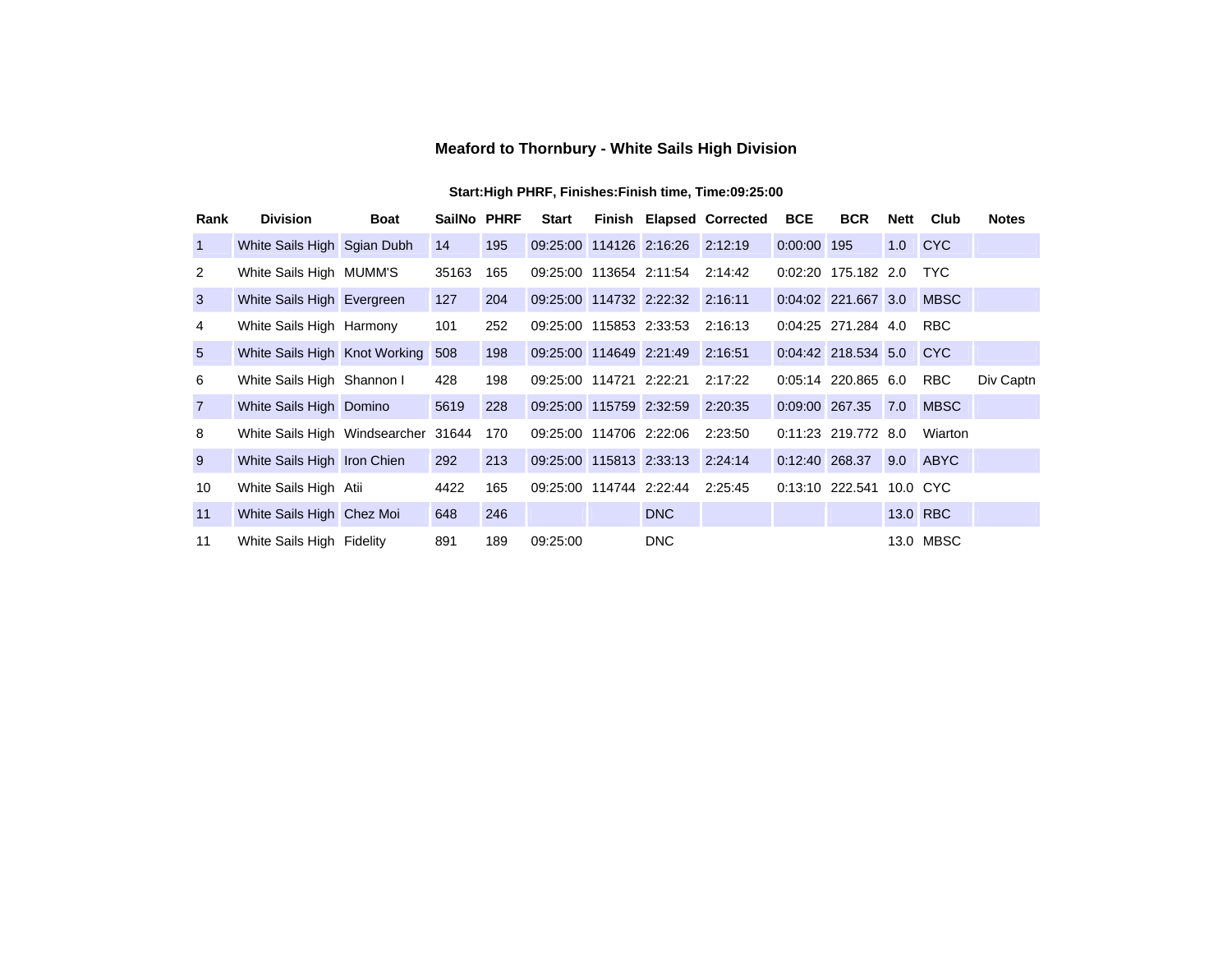## Meaford to Thornbury - White Sails High Division

**Start:High PHRF, Finishes:Finish time, Time:09:25:00**

| Rank | Division | Boat | SailNo | PHRF | Start | Finish | Elapsed | Corrected | BCE | BCR | Nett | Club | Notes |
|---|---|---|---|---|---|---|---|---|---|---|---|---|---|
| 1 | White Sails High | Sgian Dubh | 14 | 195 | 09:25:00 | 114126 | 2:16:26 | 2:12:19 | 0:00:00 | 195 | 1.0 | CYC | |
| 2 | White Sails High | MUMM'S | 35163 | 165 | 09:25:00 | 113654 | 2:11:54 | 2:14:42 | 0:02:20 | 175.182 | 2.0 | TYC | |
| 3 | White Sails High | Evergreen | 127 | 204 | 09:25:00 | 114732 | 2:22:32 | 2:16:11 | 0:04:02 | 221.667 | 3.0 | MBSC | |
| 4 | White Sails High | Harmony | 101 | 252 | 09:25:00 | 115853 | 2:33:53 | 2:16:13 | 0:04:25 | 271.284 | 4.0 | RBC | |
| 5 | White Sails High | Knot Working | 508 | 198 | 09:25:00 | 114649 | 2:21:49 | 2:16:51 | 0:04:42 | 218.534 | 5.0 | CYC | |
| 6 | White Sails High | Shannon I | 428 | 198 | 09:25:00 | 114721 | 2:22:21 | 2:17:22 | 0:05:14 | 220.865 | 6.0 | RBC | Div Captn |
| 7 | White Sails High | Domino | 5619 | 228 | 09:25:00 | 115759 | 2:32:59 | 2:20:35 | 0:09:00 | 267.35 | 7.0 | MBSC | |
| 8 | White Sails High | Windsearcher | 31644 | 170 | 09:25:00 | 114706 | 2:22:06 | 2:23:50 | 0:11:23 | 219.772 | 8.0 | Wiarton | |
| 9 | White Sails High | Iron Chien | 292 | 213 | 09:25:00 | 115813 | 2:33:13 | 2:24:14 | 0:12:40 | 268.37 | 9.0 | ABYC | |
| 10 | White Sails High | Atii | 4422 | 165 | 09:25:00 | 114744 | 2:22:44 | 2:25:45 | 0:13:10 | 222.541 | 10.0 | CYC | |
| 11 | White Sails High | Chez Moi | 648 | 246 | | | DNC | | | | 13.0 | RBC | |
| 11 | White Sails High | Fidelity | 891 | 189 | 09:25:00 | | DNC | | | | 13.0 | MBSC | |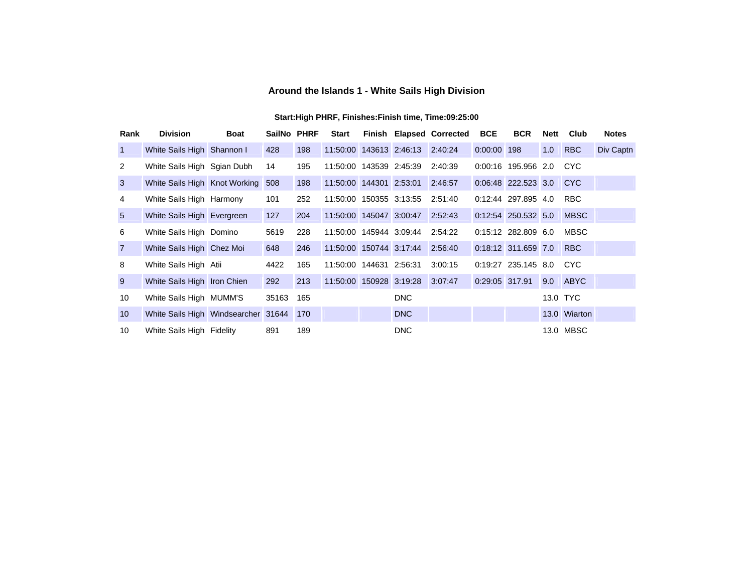# Around the Islands 1 - White Sails High Division

**Start:High PHRF, Finishes:Finish time, Time:09:25:00**

| Rank | Division | Boat | SailNo | PHRF | Start | Finish | Elapsed | Corrected | BCE | BCR | Nett | Club | Notes |
|---|---|---|---|---|---|---|---|---|---|---|---|---|---|
| 1 | White Sails High | Shannon I | 428 | 198 | 11:50:00 | 143613 | 2:46:13 | 2:40:24 | 0:00:00 | 198 | 1.0 | RBC | Div Captn |
| 2 | White Sails High | Sgian Dubh | 14 | 195 | 11:50:00 | 143539 | 2:45:39 | 2:40:39 | 0:00:16 | 195.956 | 2.0 | CYC | |
| 3 | White Sails High | Knot Working | 508 | 198 | 11:50:00 | 144301 | 2:53:01 | 2:46:57 | 0:06:48 | 222.523 | 3.0 | CYC | |
| 4 | White Sails High | Harmony | 101 | 252 | 11:50:00 | 150355 | 3:13:55 | 2:51:40 | 0:12:44 | 297.895 | 4.0 | RBC | |
| 5 | White Sails High | Evergreen | 127 | 204 | 11:50:00 | 145047 | 3:00:47 | 2:52:43 | 0:12:54 | 250.532 | 5.0 | MBSC | |
| 6 | White Sails High | Domino | 5619 | 228 | 11:50:00 | 145944 | 3:09:44 | 2:54:22 | 0:15:12 | 282.809 | 6.0 | MBSC | |
| 7 | White Sails High | Chez Moi | 648 | 246 | 11:50:00 | 150744 | 3:17:44 | 2:56:40 | 0:18:12 | 311.659 | 7.0 | RBC | |
| 8 | White Sails High | Atii | 4422 | 165 | 11:50:00 | 144631 | 2:56:31 | 3:00:15 | 0:19:27 | 235.145 | 8.0 | CYC | |
| 9 | White Sails High | Iron Chien | 292 | 213 | 11:50:00 | 150928 | 3:19:28 | 3:07:47 | 0:29:05 | 317.91 | 9.0 | ABYC | |
| 10 | White Sails High | MUMM'S | 35163 | 165 | | | DNC | | | | 13.0 | TYC | |
| 10 | White Sails High | Windsearcher | 31644 | 170 | | | DNC | | | | 13.0 | Wiarton | |
| 10 | White Sails High | Fidelity | 891 | 189 | | | DNC | | | | 13.0 | MBSC | |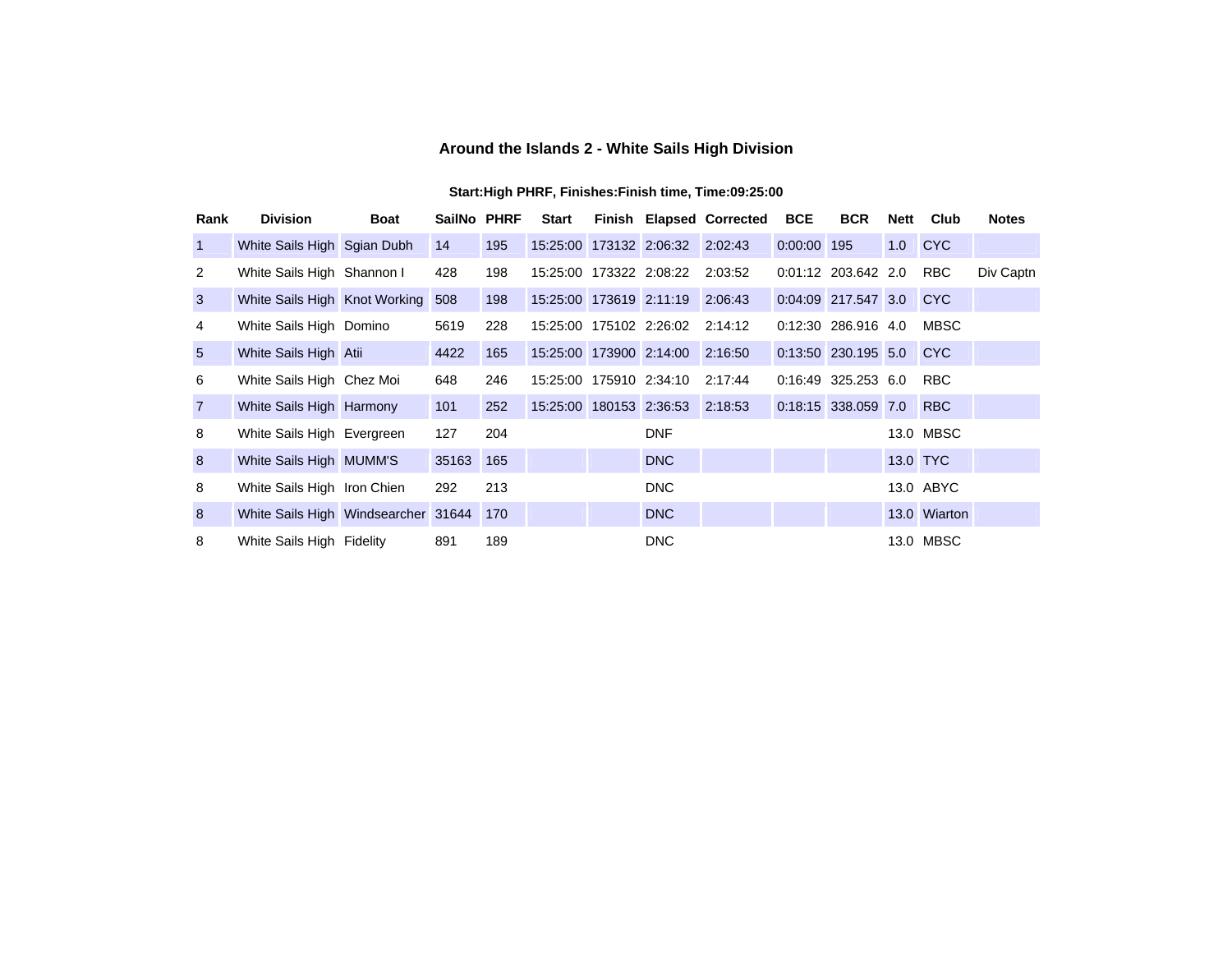# Around the Islands 2 - White Sails High Division

**Start:High PHRF, Finishes:Finish time, Time:09:25:00**

| Rank | Division | Boat | SailNo | PHRF | Start | Finish | Elapsed | Corrected | BCE | BCR | Nett | Club | Notes |
|---|---|---|---|---|---|---|---|---|---|---|---|---|---|
| 1 | White Sails High | Sgian Dubh | 14 | 195 | 15:25:00 | 173132 | 2:06:32 | 2:02:43 | 0:00:00 | 195 | 1.0 | CYC | |
| 2 | White Sails High | Shannon I | 428 | 198 | 15:25:00 | 173322 | 2:08:22 | 2:03:52 | 0:01:12 | 203.642 | 2.0 | RBC | Div Captn |
| 3 | White Sails High | Knot Working | 508 | 198 | 15:25:00 | 173619 | 2:11:19 | 2:06:43 | 0:04:09 | 217.547 | 3.0 | CYC | |
| 4 | White Sails High | Domino | 5619 | 228 | 15:25:00 | 175102 | 2:26:02 | 2:14:12 | 0:12:30 | 286.916 | 4.0 | MBSC | |
| 5 | White Sails High | Atii | 4422 | 165 | 15:25:00 | 173900 | 2:14:00 | 2:16:50 | 0:13:50 | 230.195 | 5.0 | CYC | |
| 6 | White Sails High | Chez Moi | 648 | 246 | 15:25:00 | 175910 | 2:34:10 | 2:17:44 | 0:16:49 | 325.253 | 6.0 | RBC | |
| 7 | White Sails High | Harmony | 101 | 252 | 15:25:00 | 180153 | 2:36:53 | 2:18:53 | 0:18:15 | 338.059 | 7.0 | RBC | |
| 8 | White Sails High | Evergreen | 127 | 204 | | | DNF | | | | 13.0 | MBSC | |
| 8 | White Sails High | MUMM'S | 35163 | 165 | | | DNC | | | | 13.0 | TYC | |
| 8 | White Sails High | Iron Chien | 292 | 213 | | | DNC | | | | 13.0 | ABYC | |
| 8 | White Sails High | Windsearcher | 31644 | 170 | | | DNC | | | | 13.0 | Wiarton | |
| 8 | White Sails High | Fidelity | 891 | 189 | | | DNC | | | | 13.0 | MBSC | |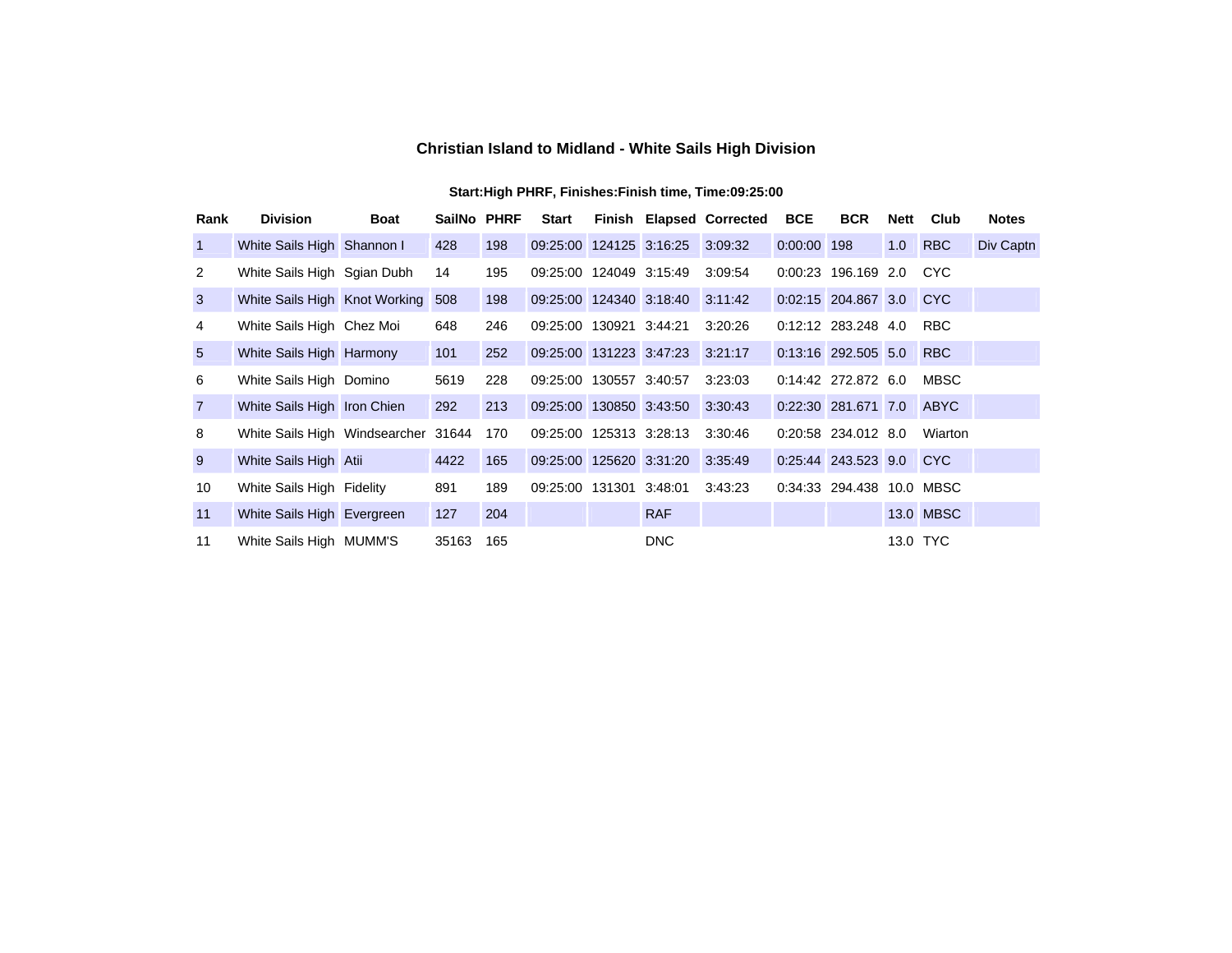## Christian Island to Midland - White Sails High Division

**Start:High PHRF, Finishes:Finish time, Time:09:25:00**

| Rank | Division | Boat | SailNo | PHRF | Start | Finish | Elapsed | Corrected | BCE | BCR | Nett | Club | Notes |
|---|---|---|---|---|---|---|---|---|---|---|---|---|---|
| 1 | White Sails High | Shannon I | 428 | 198 | 09:25:00 | 124125 | 3:16:25 | 3:09:32 | 0:00:00 | 198 | 1.0 | RBC | Div Captn |
| 2 | White Sails High | Sgian Dubh | 14 | 195 | 09:25:00 | 124049 | 3:15:49 | 3:09:54 | 0:00:23 | 196.169 | 2.0 | CYC | |
| 3 | White Sails High | Knot Working | 508 | 198 | 09:25:00 | 124340 | 3:18:40 | 3:11:42 | 0:02:15 | 204.867 | 3.0 | CYC | |
| 4 | White Sails High | Chez Moi | 648 | 246 | 09:25:00 | 130921 | 3:44:21 | 3:20:26 | 0:12:12 | 283.248 | 4.0 | RBC | |
| 5 | White Sails High | Harmony | 101 | 252 | 09:25:00 | 131223 | 3:47:23 | 3:21:17 | 0:13:16 | 292.505 | 5.0 | RBC | |
| 6 | White Sails High | Domino | 5619 | 228 | 09:25:00 | 130557 | 3:40:57 | 3:23:03 | 0:14:42 | 272.872 | 6.0 | MBSC | |
| 7 | White Sails High | Iron Chien | 292 | 213 | 09:25:00 | 130850 | 3:43:50 | 3:30:43 | 0:22:30 | 281.671 | 7.0 | ABYC | |
| 8 | White Sails High | Windsearcher | 31644 | 170 | 09:25:00 | 125313 | 3:28:13 | 3:30:46 | 0:20:58 | 234.012 | 8.0 | Wiarton | |
| 9 | White Sails High | Atii | 4422 | 165 | 09:25:00 | 125620 | 3:31:20 | 3:35:49 | 0:25:44 | 243.523 | 9.0 | CYC | |
| 10 | White Sails High | Fidelity | 891 | 189 | 09:25:00 | 131301 | 3:48:01 | 3:43:23 | 0:34:33 | 294.438 | 10.0 | MBSC | |
| 11 | White Sails High | Evergreen | 127 | 204 | | | RAF | | | | 13.0 | MBSC | |
| 11 | White Sails High | MUMM'S | 35163 | 165 | | | DNC | | | | 13.0 | TYC | |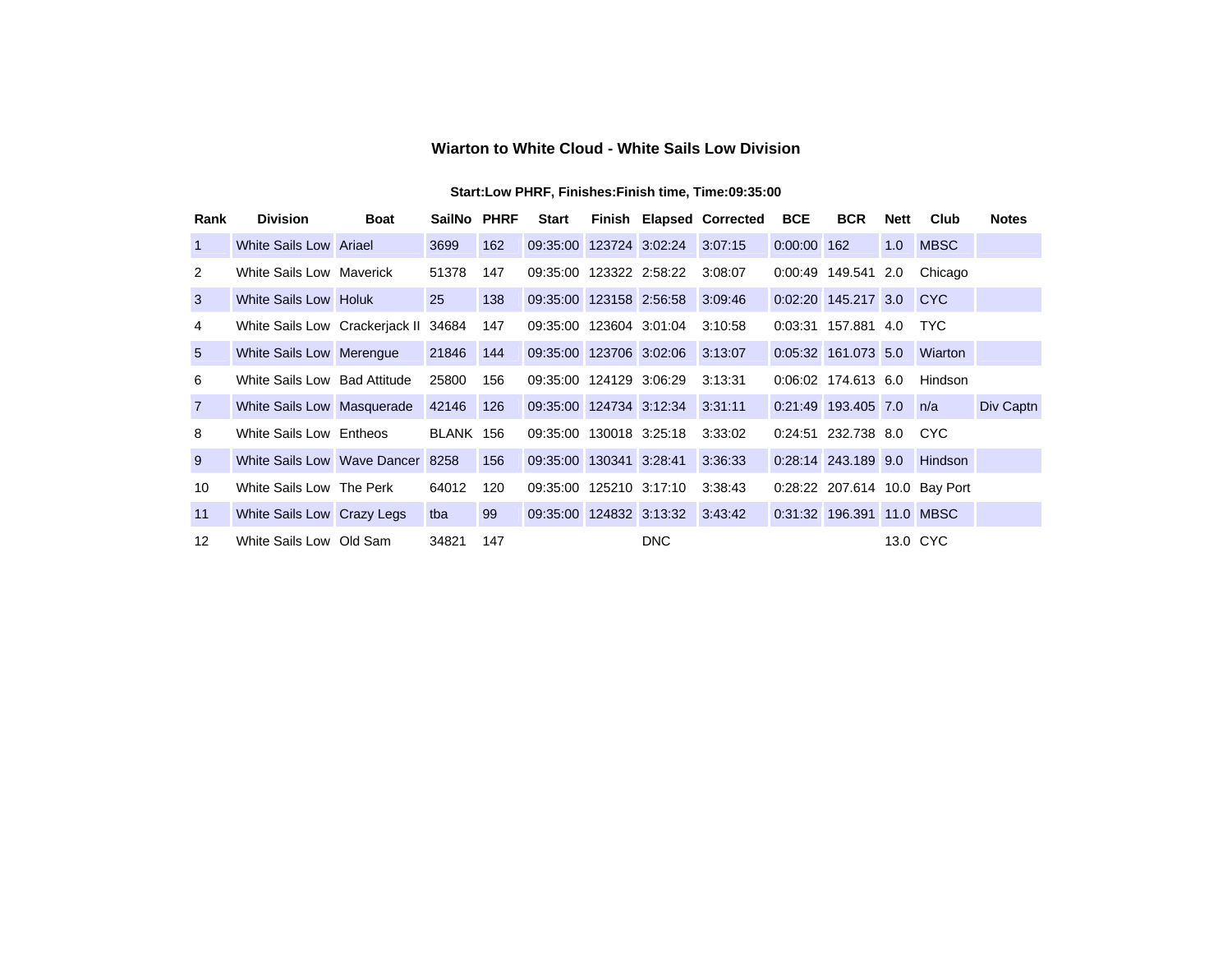## Wiarton to White Cloud - White Sails Low Division

**Start:Low PHRF, Finishes:Finish time, Time:09:35:00**

| Rank | Division | Boat | SailNo | PHRF | Start | Finish | Elapsed | Corrected | BCE | BCR | Nett | Club | Notes |
|---|---|---|---|---|---|---|---|---|---|---|---|---|---|
| 1 | White Sails Low | Ariael | 3699 | 162 | 09:35:00 | 123724 | 3:02:24 | 3:07:15 | 0:00:00 | 162 | 1.0 | MBSC | |
| 2 | White Sails Low | Maverick | 51378 | 147 | 09:35:00 | 123322 | 2:58:22 | 3:08:07 | 0:00:49 | 149.541 | 2.0 | Chicago | |
| 3 | White Sails Low | Holuk | 25 | 138 | 09:35:00 | 123158 | 2:56:58 | 3:09:46 | 0:02:20 | 145.217 | 3.0 | CYC | |
| 4 | White Sails Low | Crackerjack II | 34684 | 147 | 09:35:00 | 123604 | 3:01:04 | 3:10:58 | 0:03:31 | 157.881 | 4.0 | TYC | |
| 5 | White Sails Low | Merengue | 21846 | 144 | 09:35:00 | 123706 | 3:02:06 | 3:13:07 | 0:05:32 | 161.073 | 5.0 | Wiarton | |
| 6 | White Sails Low | Bad Attitude | 25800 | 156 | 09:35:00 | 124129 | 3:06:29 | 3:13:31 | 0:06:02 | 174.613 | 6.0 | Hindson | |
| 7 | White Sails Low | Masquerade | 42146 | 126 | 09:35:00 | 124734 | 3:12:34 | 3:31:11 | 0:21:49 | 193.405 | 7.0 | n/a | Div Captn |
| 8 | White Sails Low | Entheos | BLANK | 156 | 09:35:00 | 130018 | 3:25:18 | 3:33:02 | 0:24:51 | 232.738 | 8.0 | CYC | |
| 9 | White Sails Low | Wave Dancer | 8258 | 156 | 09:35:00 | 130341 | 3:28:41 | 3:36:33 | 0:28:14 | 243.189 | 9.0 | Hindson | |
| 10 | White Sails Low | The Perk | 64012 | 120 | 09:35:00 | 125210 | 3:17:10 | 3:38:43 | 0:28:22 | 207.614 | 10.0 | Bay Port | |
| 11 | White Sails Low | Crazy Legs | tba | 99 | 09:35:00 | 124832 | 3:13:32 | 3:43:42 | 0:31:32 | 196.391 | 11.0 | MBSC | |
| 12 | White Sails Low | Old Sam | 34821 | 147 | | | DNC | | | | 13.0 | CYC | |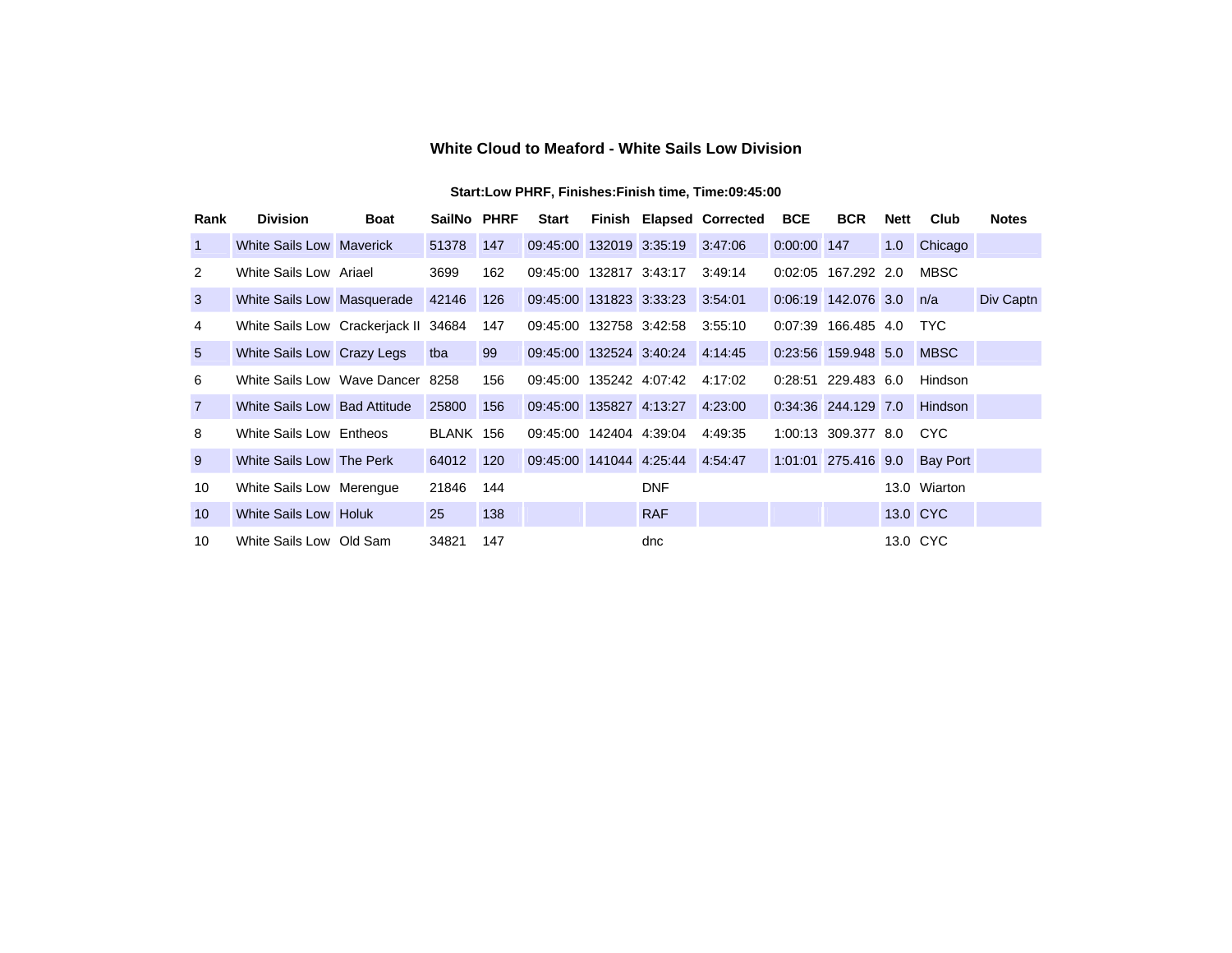# White Cloud to Meaford - White Sails Low Division

**Start:Low PHRF, Finishes:Finish time, Time:09:45:00**

| Rank | Division | Boat | SailNo | PHRF | Start | Finish | Elapsed | Corrected | BCE | BCR | Nett | Club | Notes |
|---|---|---|---|---|---|---|---|---|---|---|---|---|---|
| 1 | White Sails Low | Maverick | 51378 | 147 | 09:45:00 | 132019 | 3:35:19 | 3:47:06 | 0:00:00 | 147 | 1.0 | Chicago | |
| 2 | White Sails Low | Ariael | 3699 | 162 | 09:45:00 | 132817 | 3:43:17 | 3:49:14 | 0:02:05 | 167.292 | 2.0 | MBSC | |
| 3 | White Sails Low | Masquerade | 42146 | 126 | 09:45:00 | 131823 | 3:33:23 | 3:54:01 | 0:06:19 | 142.076 | 3.0 | n/a | Div Captn |
| 4 | White Sails Low | Crackerjack II | 34684 | 147 | 09:45:00 | 132758 | 3:42:58 | 3:55:10 | 0:07:39 | 166.485 | 4.0 | TYC | |
| 5 | White Sails Low | Crazy Legs | tba | 99 | 09:45:00 | 132524 | 3:40:24 | 4:14:45 | 0:23:56 | 159.948 | 5.0 | MBSC | |
| 6 | White Sails Low | Wave Dancer | 8258 | 156 | 09:45:00 | 135242 | 4:07:42 | 4:17:02 | 0:28:51 | 229.483 | 6.0 | Hindson | |
| 7 | White Sails Low | Bad Attitude | 25800 | 156 | 09:45:00 | 135827 | 4:13:27 | 4:23:00 | 0:34:36 | 244.129 | 7.0 | Hindson | |
| 8 | White Sails Low | Entheos | BLANK | 156 | 09:45:00 | 142404 | 4:39:04 | 4:49:35 | 1:00:13 | 309.377 | 8.0 | CYC | |
| 9 | White Sails Low | The Perk | 64012 | 120 | 09:45:00 | 141044 | 4:25:44 | 4:54:47 | 1:01:01 | 275.416 | 9.0 | Bay Port | |
| 10 | White Sails Low | Merengue | 21846 | 144 | | | DNF | | | | 13.0 | Wiarton | |
| 10 | White Sails Low | Holuk | 25 | 138 | | | RAF | | | | 13.0 | CYC | |
| 10 | White Sails Low | Old Sam | 34821 | 147 | | | dnc | | | | 13.0 | CYC | |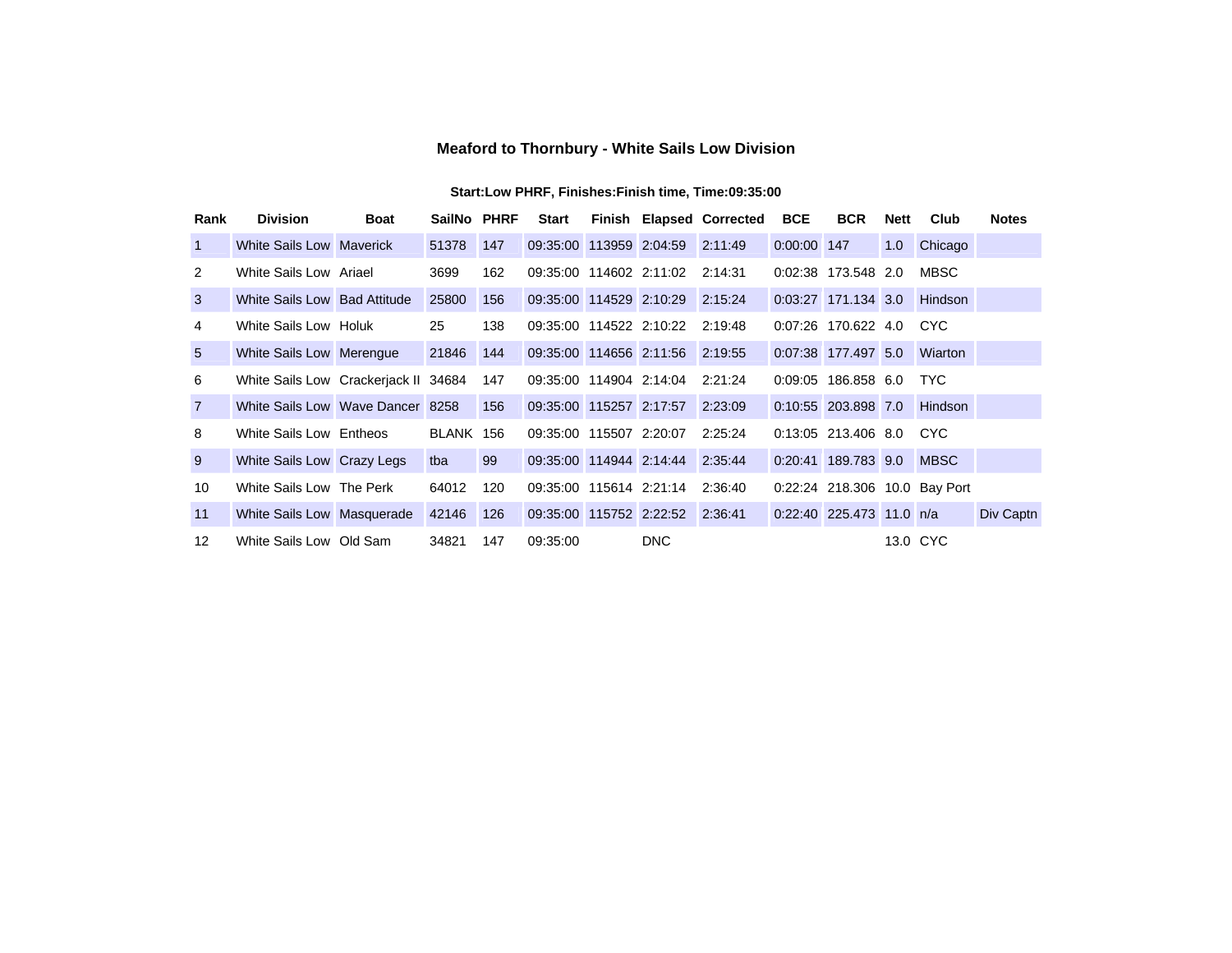# Meaford to Thornbury - White Sails Low Division

**Start:Low PHRF, Finishes:Finish time, Time:09:35:00**

| Rank | Division | Boat | SailNo | PHRF | Start | Finish | Elapsed | Corrected | BCE | BCR | Nett | Club | Notes |
|---|---|---|---|---|---|---|---|---|---|---|---|---|---|
| 1 | White Sails Low | Maverick | 51378 | 147 | 09:35:00 | 113959 | 2:04:59 | 2:11:49 | 0:00:00 | 147 | 1.0 | Chicago | |
| 2 | White Sails Low | Ariael | 3699 | 162 | 09:35:00 | 114602 | 2:11:02 | 2:14:31 | 0:02:38 | 173.548 | 2.0 | MBSC | |
| 3 | White Sails Low | Bad Attitude | 25800 | 156 | 09:35:00 | 114529 | 2:10:29 | 2:15:24 | 0:03:27 | 171.134 | 3.0 | Hindson | |
| 4 | White Sails Low | Holuk | 25 | 138 | 09:35:00 | 114522 | 2:10:22 | 2:19:48 | 0:07:26 | 170.622 | 4.0 | CYC | |
| 5 | White Sails Low | Merengue | 21846 | 144 | 09:35:00 | 114656 | 2:11:56 | 2:19:55 | 0:07:38 | 177.497 | 5.0 | Wiarton | |
| 6 | White Sails Low | Crackerjack II | 34684 | 147 | 09:35:00 | 114904 | 2:14:04 | 2:21:24 | 0:09:05 | 186.858 | 6.0 | TYC | |
| 7 | White Sails Low | Wave Dancer | 8258 | 156 | 09:35:00 | 115257 | 2:17:57 | 2:23:09 | 0:10:55 | 203.898 | 7.0 | Hindson | |
| 8 | White Sails Low | Entheos | BLANK | 156 | 09:35:00 | 115507 | 2:20:07 | 2:25:24 | 0:13:05 | 213.406 | 8.0 | CYC | |
| 9 | White Sails Low | Crazy Legs | tba | 99 | 09:35:00 | 114944 | 2:14:44 | 2:35:44 | 0:20:41 | 189.783 | 9.0 | MBSC | |
| 10 | White Sails Low | The Perk | 64012 | 120 | 09:35:00 | 115614 | 2:21:14 | 2:36:40 | 0:22:24 | 218.306 | 10.0 | Bay Port | |
| 11 | White Sails Low | Masquerade | 42146 | 126 | 09:35:00 | 115752 | 2:22:52 | 2:36:41 | 0:22:40 | 225.473 | 11.0 | n/a | Div Captn |
| 12 | White Sails Low | Old Sam | 34821 | 147 | 09:35:00 | | DNC | | | | 13.0 | CYC | |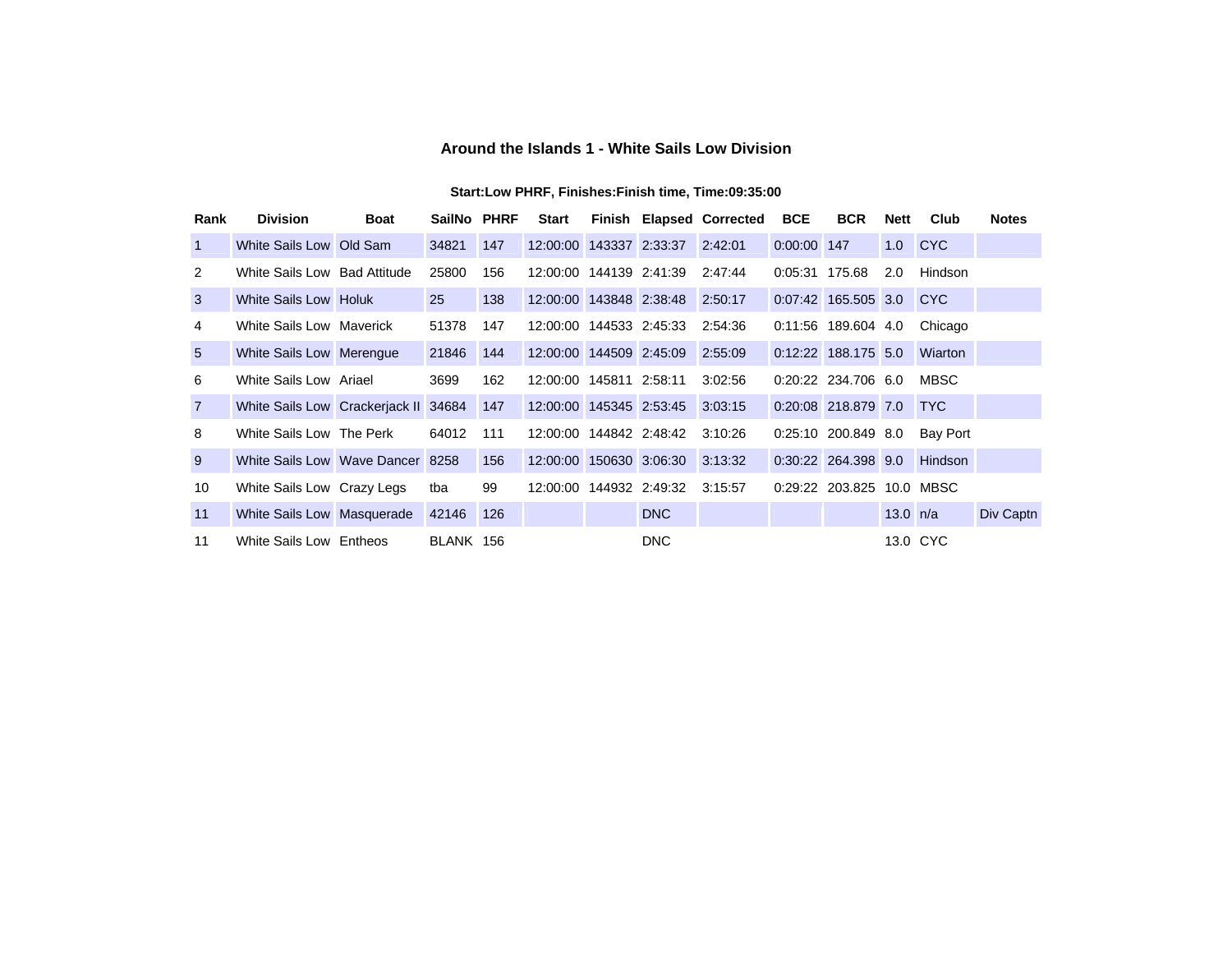### Around the Islands 1 - White Sails Low Division

**Start:Low PHRF, Finishes:Finish time, Time:09:35:00**

| Rank | Division | Boat | SailNo | PHRF | Start | Finish | Elapsed | Corrected | BCE | BCR | Nett | Club | Notes |
|---|---|---|---|---|---|---|---|---|---|---|---|---|---|
| 1 | White Sails Low | Old Sam | 34821 | 147 | 12:00:00 | 143337 | 2:33:37 | 2:42:01 | 0:00:00 | 147 | 1.0 | CYC | |
| 2 | White Sails Low | Bad Attitude | 25800 | 156 | 12:00:00 | 144139 | 2:41:39 | 2:47:44 | 0:05:31 | 175.68 | 2.0 | Hindson | |
| 3 | White Sails Low | Holuk | 25 | 138 | 12:00:00 | 143848 | 2:38:48 | 2:50:17 | 0:07:42 | 165.505 | 3.0 | CYC | |
| 4 | White Sails Low | Maverick | 51378 | 147 | 12:00:00 | 144533 | 2:45:33 | 2:54:36 | 0:11:56 | 189.604 | 4.0 | Chicago | |
| 5 | White Sails Low | Merengue | 21846 | 144 | 12:00:00 | 144509 | 2:45:09 | 2:55:09 | 0:12:22 | 188.175 | 5.0 | Wiarton | |
| 6 | White Sails Low | Ariael | 3699 | 162 | 12:00:00 | 145811 | 2:58:11 | 3:02:56 | 0:20:22 | 234.706 | 6.0 | MBSC | |
| 7 | White Sails Low | Crackerjack II | 34684 | 147 | 12:00:00 | 145345 | 2:53:45 | 3:03:15 | 0:20:08 | 218.879 | 7.0 | TYC | |
| 8 | White Sails Low | The Perk | 64012 | 111 | 12:00:00 | 144842 | 2:48:42 | 3:10:26 | 0:25:10 | 200.849 | 8.0 | Bay Port | |
| 9 | White Sails Low | Wave Dancer | 8258 | 156 | 12:00:00 | 150630 | 3:06:30 | 3:13:32 | 0:30:22 | 264.398 | 9.0 | Hindson | |
| 10 | White Sails Low | Crazy Legs | tba | 99 | 12:00:00 | 144932 | 2:49:32 | 3:15:57 | 0:29:22 | 203.825 | 10.0 | MBSC | |
| 11 | White Sails Low | Masquerade | 42146 | 126 | | | DNC | | | | 13.0 | n/a | Div Captn |
| 11 | White Sails Low | Entheos | BLANK | 156 | | | DNC | | | | 13.0 | CYC | |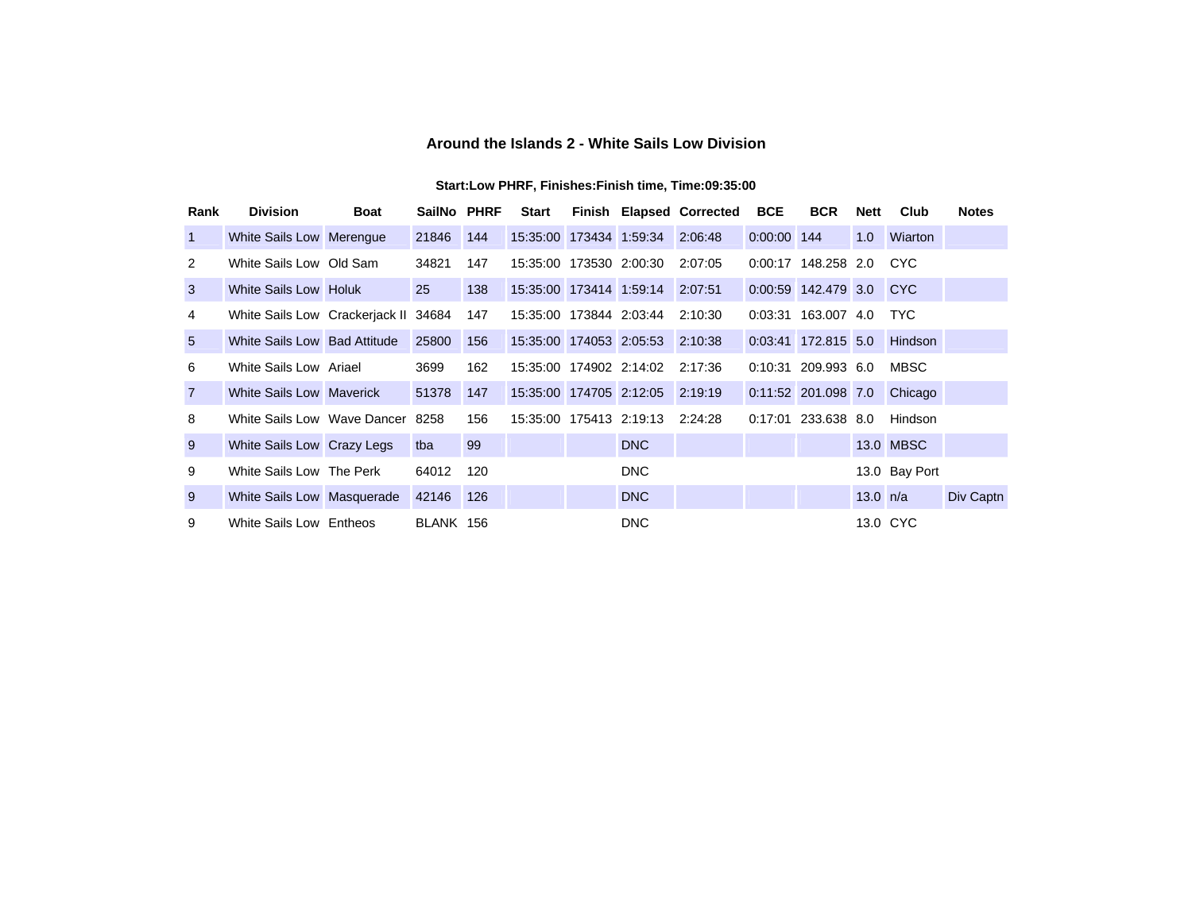# Around the Islands 2 - White Sails Low Division

**Start:Low PHRF, Finishes:Finish time, Time:09:35:00**

| Rank | Division | Boat | SailNo | PHRF | Start | Finish | Elapsed | Corrected | BCE | BCR | Nett | Club | Notes |
|---|---|---|---|---|---|---|---|---|---|---|---|---|---|
| 1 | White Sails Low | Merengue | 21846 | 144 | 15:35:00 | 173434 | 1:59:34 | 2:06:48 | 0:00:00 | 144 | 1.0 | Wiarton | |
| 2 | White Sails Low | Old Sam | 34821 | 147 | 15:35:00 | 173530 | 2:00:30 | 2:07:05 | 0:00:17 | 148.258 | 2.0 | CYC | |
| 3 | White Sails Low | Holuk | 25 | 138 | 15:35:00 | 173414 | 1:59:14 | 2:07:51 | 0:00:59 | 142.479 | 3.0 | CYC | |
| 4 | White Sails Low | Crackerjack II | 34684 | 147 | 15:35:00 | 173844 | 2:03:44 | 2:10:30 | 0:03:31 | 163.007 | 4.0 | TYC | |
| 5 | White Sails Low | Bad Attitude | 25800 | 156 | 15:35:00 | 174053 | 2:05:53 | 2:10:38 | 0:03:41 | 172.815 | 5.0 | Hindson | |
| 6 | White Sails Low | Ariael | 3699 | 162 | 15:35:00 | 174902 | 2:14:02 | 2:17:36 | 0:10:31 | 209.993 | 6.0 | MBSC | |
| 7 | White Sails Low | Maverick | 51378 | 147 | 15:35:00 | 174705 | 2:12:05 | 2:19:19 | 0:11:52 | 201.098 | 7.0 | Chicago | |
| 8 | White Sails Low | Wave Dancer | 8258 | 156 | 15:35:00 | 175413 | 2:19:13 | 2:24:28 | 0:17:01 | 233.638 | 8.0 | Hindson | |
| 9 | White Sails Low | Crazy Legs | tba | 99 | | | DNC | | | | 13.0 | MBSC | |
| 9 | White Sails Low | The Perk | 64012 | 120 | | | DNC | | | | 13.0 | Bay Port | |
| 9 | White Sails Low | Masquerade | 42146 | 126 | | | DNC | | | | 13.0 | n/a | Div Captn |
| 9 | White Sails Low | Entheos | BLANK | 156 | | | DNC | | | | 13.0 | CYC | |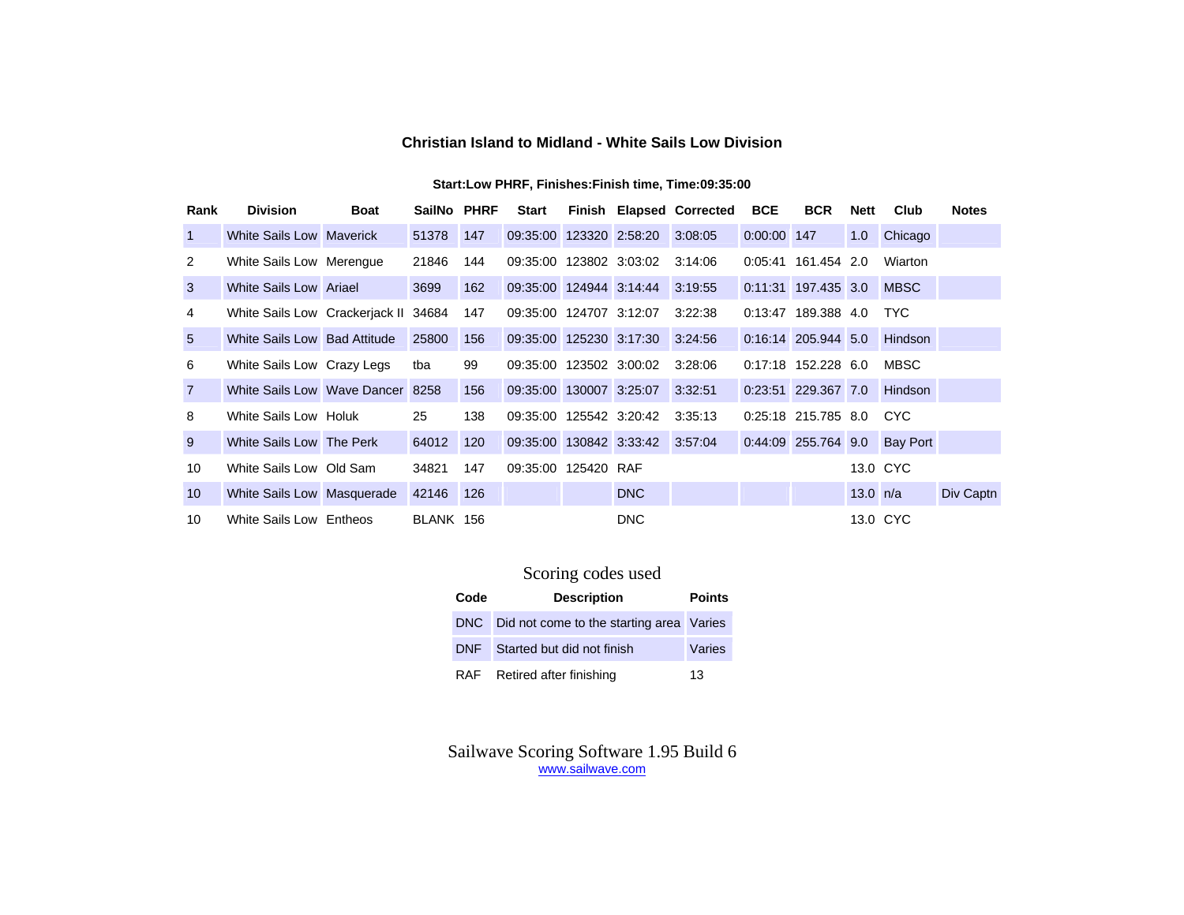### Christian Island to Midland - White Sails Low Division

**Start:Low PHRF, Finishes:Finish time, Time:09:35:00**

| Rank | Division | Boat | SailNo | PHRF | Start | Finish | Elapsed | Corrected | BCE | BCR | Nett | Club | Notes |
|---|---|---|---|---|---|---|---|---|---|---|---|---|---|
| 1 | White Sails Low | Maverick | 51378 | 147 | 09:35:00 | 123320 | 2:58:20 | 3:08:05 | 0:00:00 | 147 | 1.0 | Chicago | |
| 2 | White Sails Low | Merengue | 21846 | 144 | 09:35:00 | 123802 | 3:03:02 | 3:14:06 | 0:05:41 | 161.454 | 2.0 | Wiarton | |
| 3 | White Sails Low | Ariael | 3699 | 162 | 09:35:00 | 124944 | 3:14:44 | 3:19:55 | 0:11:31 | 197.435 | 3.0 | MBSC | |
| 4 | White Sails Low | Crackerjack II | 34684 | 147 | 09:35:00 | 124707 | 3:12:07 | 3:22:38 | 0:13:47 | 189.388 | 4.0 | TYC | |
| 5 | White Sails Low | Bad Attitude | 25800 | 156 | 09:35:00 | 125230 | 3:17:30 | 3:24:56 | 0:16:14 | 205.944 | 5.0 | Hindson | |
| 6 | White Sails Low | Crazy Legs | tba | 99 | 09:35:00 | 123502 | 3:00:02 | 3:28:06 | 0:17:18 | 152.228 | 6.0 | MBSC | |
| 7 | White Sails Low | Wave Dancer | 8258 | 156 | 09:35:00 | 130007 | 3:25:07 | 3:32:51 | 0:23:51 | 229.367 | 7.0 | Hindson | |
| 8 | White Sails Low | Holuk | 25 | 138 | 09:35:00 | 125542 | 3:20:42 | 3:35:13 | 0:25:18 | 215.785 | 8.0 | CYC | |
| 9 | White Sails Low | The Perk | 64012 | 120 | 09:35:00 | 130842 | 3:33:42 | 3:57:04 | 0:44:09 | 255.764 | 9.0 | Bay Port | |
| 10 | White Sails Low | Old Sam | 34821 | 147 | 09:35:00 | 125420 | RAF | | | | 13.0 | CYC | |
| 10 | White Sails Low | Masquerade | 42146 | 126 | | | DNC | | | | 13.0 | n/a | Div Captn |
| 10 | White Sails Low | Entheos | BLANK | 156 | | | DNC | | | | 13.0 | CYC | |

Scoring codes used

| Code | Description | Points |
|---|---|---|
| DNC | Did not come to the starting area | Varies |
| DNF | Started but did not finish | Varies |
| RAF | Retired after finishing | 13 |

Sailwave Scoring Software 1.95 Build 6
www.sailwave.com